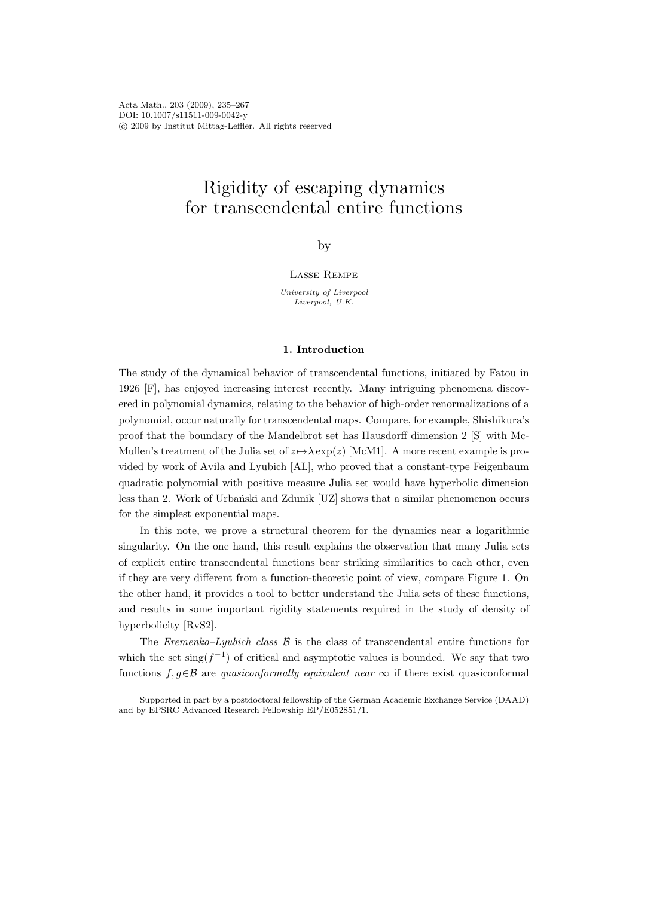Acta Math., 203 (2009), 235–267
DOI: 10.1007/s11511-009-0042-y
© 2009 by Institut Mittag-Leffler. All rights reserved

# Rigidity of escaping dynamics for transcendental entire functions

by

Lasse Rempe

*University of Liverpool*
*Liverpool, U.K.*

## 1. Introduction

The study of the dynamical behavior of transcendental functions, initiated by Fatou in 1926 [F], has enjoyed increasing interest recently. Many intriguing phenomena discovered in polynomial dynamics, relating to the behavior of high-order renormalizations of a polynomial, occur naturally for transcendental maps. Compare, for example, Shishikura's proof that the boundary of the Mandelbrot set has Hausdorff dimension 2 [S] with McMullen's treatment of the Julia set of $z \mapsto \lambda \exp(z)$ [McM1]. A more recent example is provided by work of Avila and Lyubich [AL], who proved that a constant-type Feigenbaum quadratic polynomial with positive measure Julia set would have hyperbolic dimension less than 2. Work of Urbański and Zdunik [UZ] shows that a similar phenomenon occurs for the simplest exponential maps.

In this note, we prove a structural theorem for the dynamics near a logarithmic singularity. On the one hand, this result explains the observation that many Julia sets of explicit entire transcendental functions bear striking similarities to each other, even if they are very different from a function-theoretic point of view, compare Figure 1. On the other hand, it provides a tool to better understand the Julia sets of these functions, and results in some important rigidity statements required in the study of density of hyperbolicity [RvS2].

The *Eremenko–Lyubich class* $\mathcal{B}$ is the class of transcendental entire functions for which the set $\operatorname{sing}(f^{-1})$ of critical and asymptotic values is bounded. We say that two functions $f, g \in \mathcal{B}$ are *quasiconformally equivalent near* $\infty$ if there exist quasiconformal

---

Supported in part by a postdoctoral fellowship of the German Academic Exchange Service (DAAD) and by EPSRC Advanced Research Fellowship EP/E052851/1.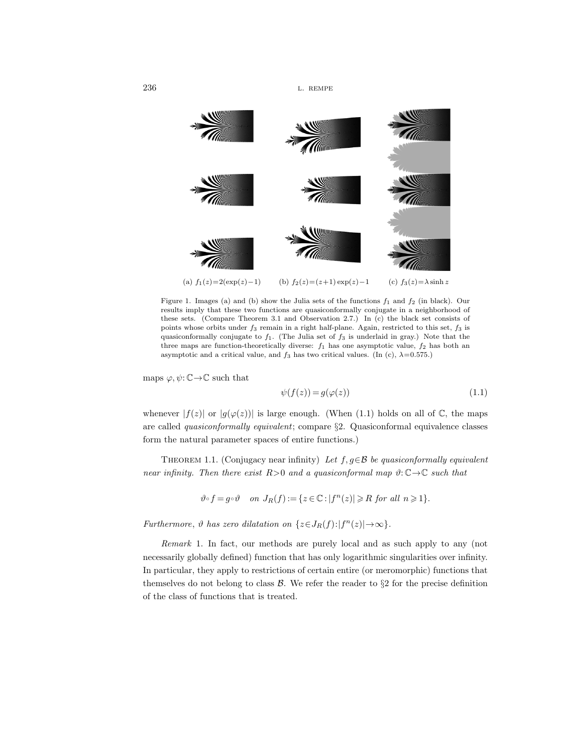(a) $f_1(z)=2(\exp(z)-1)$ (b) $f_2(z)=(z+1)\exp(z)-1$ (c) $f_3(z)=\lambda \sinh z$

Figure 1. Images (a) and (b) show the Julia sets of the functions $f_1$ and $f_2$ (in black). Our results imply that these two functions are quasiconformally conjugate in a neighborhood of these sets. (Compare Theorem 3.1 and Observation 2.7.) In (c) the black set consists of points whose orbits under $f_3$ remain in a right half-plane. Again, restricted to this set, $f_3$ is quasiconformally conjugate to $f_1$. (The Julia set of $f_3$ is underlaid in gray.) Note that the three maps are function-theoretically diverse: $f_1$ has one asymptotic value, $f_2$ has both an asymptotic and a critical value, and $f_3$ has two critical values. (In (c), $\lambda=0.575$.)

maps $\varphi, \psi: \mathbb{C} \to \mathbb{C}$ such that

$$\psi(f(z)) = g(\varphi(z)) \tag{1.1}$$

whenever $|f(z)|$ or $|g(\varphi(z))|$ is large enough. (When (1.1) holds on all of $\mathbb{C}$, the maps are called *quasiconformally equivalent*; compare §2. Quasiconformal equivalence classes form the natural parameter spaces of entire functions.)

Theorem 1.1. (Conjugacy near infinity) *Let $f, g \in \mathcal{B}$ be quasiconformally equivalent near infinity. Then there exist $R>0$ and a quasiconformal map $\vartheta: \mathbb{C} \to \mathbb{C}$ such that*

$$\vartheta \circ f = g \circ \vartheta \quad \text{on } J_R(f) := \{z \in \mathbb{C} : |f^n(z)| \geqslant R \text{ for all } n \geqslant 1\}.$$

*Furthermore, $\vartheta$ has zero dilatation on $\{z \in J_R(f) : |f^n(z)| \to \infty\}$.*

*Remark* 1. In fact, our methods are purely local and as such apply to any (not necessarily globally defined) function that has only logarithmic singularities over infinity. In particular, they apply to restrictions of certain entire (or meromorphic) functions that themselves do not belong to class $\mathcal{B}$. We refer the reader to §2 for the precise definition of the class of functions that is treated.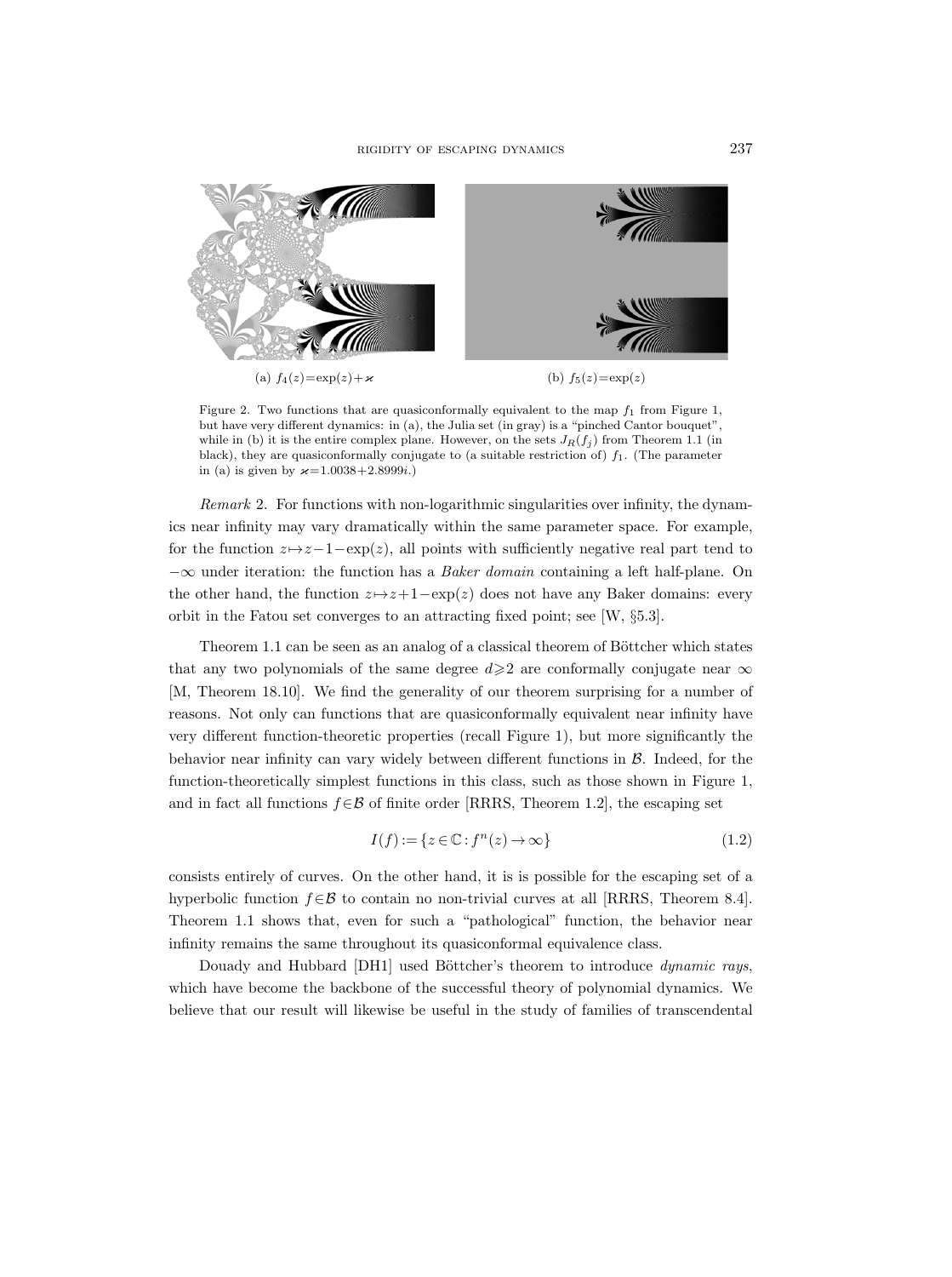(a) $f_4(z) = \exp(z) + \varkappa$

(b) $f_5(z) = \exp(z)$

Figure 2. Two functions that are quasiconformally equivalent to the map $f_1$ from Figure 1, but have very different dynamics: in (a), the Julia set (in gray) is a "pinched Cantor bouquet", while in (b) it is the entire complex plane. However, on the sets $J_R(f_j)$ from Theorem 1.1 (in black), they are quasiconformally conjugate to (a suitable restriction of) $f_1$. (The parameter in (a) is given by $\varkappa = 1.0038 + 2.8999i$.)

*Remark* 2. For functions with non-logarithmic singularities over infinity, the dynamics near infinity may vary dramatically within the same parameter space. For example, for the function $z \mapsto z - 1 - \exp(z)$, all points with sufficiently negative real part tend to $-\infty$ under iteration: the function has a *Baker domain* containing a left half-plane. On the other hand, the function $z \mapsto z + 1 - \exp(z)$ does not have any Baker domains: every orbit in the Fatou set converges to an attracting fixed point; see [W, §5.3].

Theorem 1.1 can be seen as an analog of a classical theorem of Böttcher which states that any two polynomials of the same degree $d \geqslant 2$ are conformally conjugate near $\infty$ [M, Theorem 18.10]. We find the generality of our theorem surprising for a number of reasons. Not only can functions that are quasiconformally equivalent near infinity have very different function-theoretic properties (recall Figure 1), but more significantly the behavior near infinity can vary widely between different functions in $\mathcal{B}$. Indeed, for the function-theoretically simplest functions in this class, such as those shown in Figure 1, and in fact all functions $f \in \mathcal{B}$ of finite order [RRRS, Theorem 1.2], the escaping set

$$I(f) := \{z \in \mathbb{C} : f^n(z) \to \infty\} \tag{1.2}$$

consists entirely of curves. On the other hand, it is is possible for the escaping set of a hyperbolic function $f \in \mathcal{B}$ to contain no non-trivial curves at all [RRRS, Theorem 8.4]. Theorem 1.1 shows that, even for such a "pathological" function, the behavior near infinity remains the same throughout its quasiconformal equivalence class.

Douady and Hubbard [DH1] used Böttcher's theorem to introduce *dynamic rays*, which have become the backbone of the successful theory of polynomial dynamics. We believe that our result will likewise be useful in the study of families of transcendental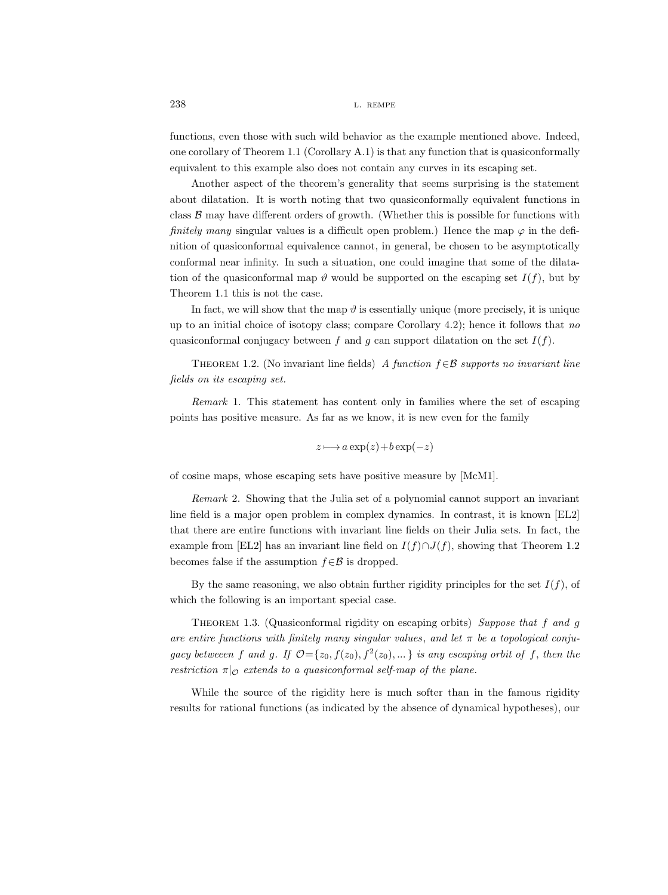functions, even those with such wild behavior as the example mentioned above. Indeed, one corollary of Theorem 1.1 (Corollary A.1) is that any function that is quasiconformally equivalent to this example also does not contain any curves in its escaping set.

Another aspect of the theorem's generality that seems surprising is the statement about dilatation. It is worth noting that two quasiconformally equivalent functions in class $\mathcal{B}$ may have different orders of growth. (Whether this is possible for functions with *finitely many* singular values is a difficult open problem.) Hence the map $\varphi$ in the definition of quasiconformal equivalence cannot, in general, be chosen to be asymptotically conformal near infinity. In such a situation, one could imagine that some of the dilatation of the quasiconformal map $\vartheta$ would be supported on the escaping set $I(f)$, but by Theorem 1.1 this is not the case.

In fact, we will show that the map $\vartheta$ is essentially unique (more precisely, it is unique up to an initial choice of isotopy class; compare Corollary 4.2); hence it follows that *no* quasiconformal conjugacy between $f$ and $g$ can support dilatation on the set $I(f)$.

Theorem 1.2. (No invariant line fields) *A function $f\in\mathcal{B}$ supports no invariant line fields on its escaping set.*

*Remark* 1. This statement has content only in families where the set of escaping points has positive measure. As far as we know, it is new even for the family

$$z \longmapsto a\exp(z)+b\exp(-z)$$

of cosine maps, whose escaping sets have positive measure by [McM1].

*Remark* 2. Showing that the Julia set of a polynomial cannot support an invariant line field is a major open problem in complex dynamics. In contrast, it is known [EL2] that there are entire functions with invariant line fields on their Julia sets. In fact, the example from [EL2] has an invariant line field on $I(f)\cap J(f)$, showing that Theorem 1.2 becomes false if the assumption $f\in\mathcal{B}$ is dropped.

By the same reasoning, we also obtain further rigidity principles for the set $I(f)$, of which the following is an important special case.

Theorem 1.3. (Quasiconformal rigidity on escaping orbits) *Suppose that $f$ and $g$ are entire functions with finitely many singular values, and let $\pi$ be a topological conjugacy betweeen $f$ and $g$. If $\mathcal{O}=\{z_0, f(z_0), f^2(z_0), ...\}$ is any escaping orbit of $f$, then the restriction $\pi|_{\mathcal{O}}$ extends to a quasiconformal self-map of the plane.*

While the source of the rigidity here is much softer than in the famous rigidity results for rational functions (as indicated by the absence of dynamical hypotheses), our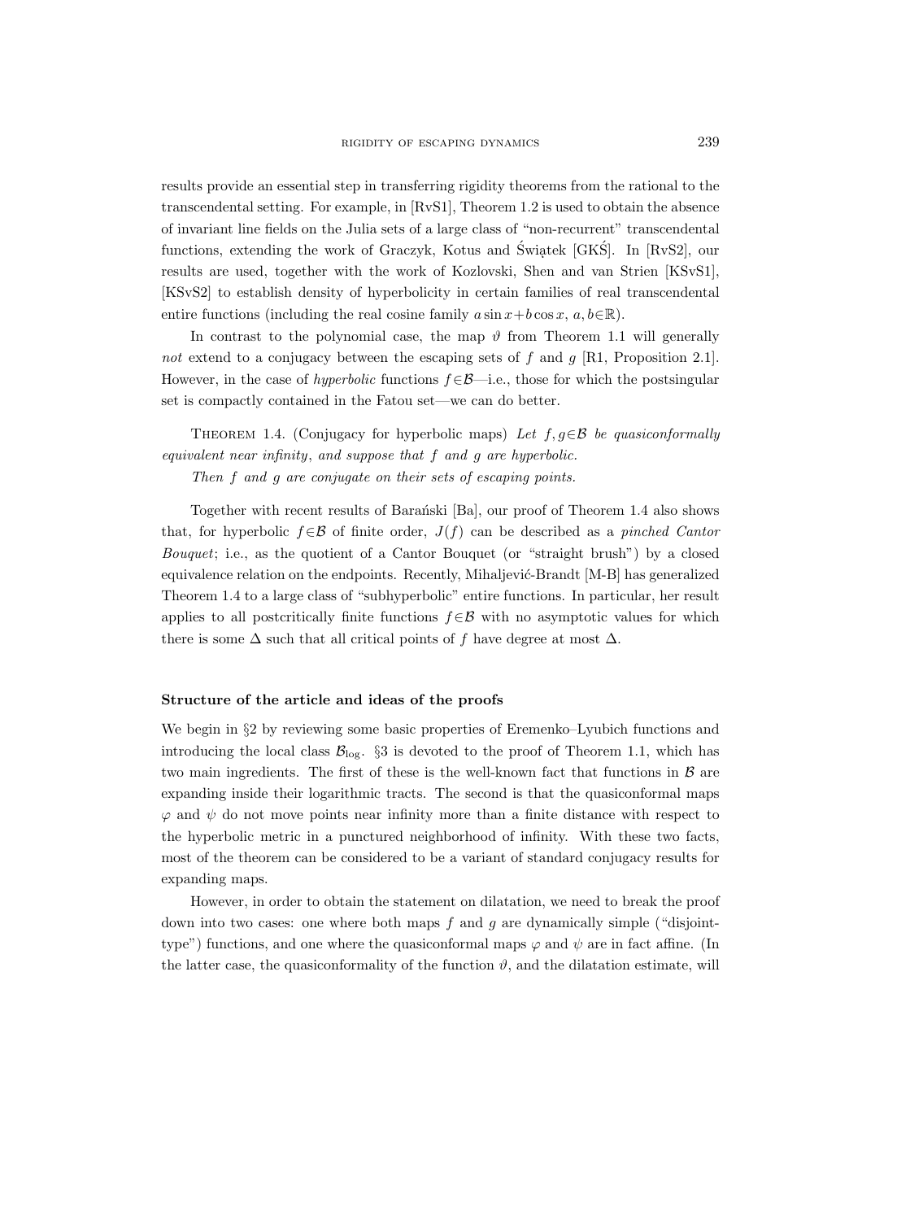results provide an essential step in transferring rigidity theorems from the rational to the transcendental setting. For example, in [RvS1], Theorem 1.2 is used to obtain the absence of invariant line fields on the Julia sets of a large class of "non-recurrent" transcendental functions, extending the work of Graczyk, Kotus and Świątek [GKŚ]. In [RvS2], our results are used, together with the work of Kozlovski, Shen and van Strien [KSvS1], [KSvS2] to establish density of hyperbolicity in certain families of real transcendental entire functions (including the real cosine family $a\sin x+b\cos x$, $a,b\in\mathbb{R}$).

In contrast to the polynomial case, the map $\vartheta$ from Theorem 1.1 will generally *not* extend to a conjugacy between the escaping sets of $f$ and $g$ [R1, Proposition 2.1]. However, in the case of *hyperbolic* functions $f\in\mathcal{B}$—i.e., those for which the postsingular set is compactly contained in the Fatou set—we can do better.

THEOREM 1.4. (Conjugacy for hyperbolic maps) *Let $f,g\in\mathcal{B}$ be quasiconformally equivalent near infinity, and suppose that $f$ and $g$ are hyperbolic.*

*Then $f$ and $g$ are conjugate on their sets of escaping points.*

Together with recent results of Barański [Ba], our proof of Theorem 1.4 also shows that, for hyperbolic $f\in\mathcal{B}$ of finite order, $J(f)$ can be described as a *pinched Cantor Bouquet*; i.e., as the quotient of a Cantor Bouquet (or "straight brush") by a closed equivalence relation on the endpoints. Recently, Mihaljević-Brandt [M-B] has generalized Theorem 1.4 to a large class of "subhyperbolic" entire functions. In particular, her result applies to all postcritically finite functions $f\in\mathcal{B}$ with no asymptotic values for which there is some $\Delta$ such that all critical points of $f$ have degree at most $\Delta$.

**Structure of the article and ideas of the proofs**

We begin in §2 by reviewing some basic properties of Eremenko–Lyubich functions and introducing the local class $\mathcal{B}_{\log}$. §3 is devoted to the proof of Theorem 1.1, which has two main ingredients. The first of these is the well-known fact that functions in $\mathcal{B}$ are expanding inside their logarithmic tracts. The second is that the quasiconformal maps $\varphi$ and $\psi$ do not move points near infinity more than a finite distance with respect to the hyperbolic metric in a punctured neighborhood of infinity. With these two facts, most of the theorem can be considered to be a variant of standard conjugacy results for expanding maps.

However, in order to obtain the statement on dilatation, we need to break the proof down into two cases: one where both maps $f$ and $g$ are dynamically simple ("disjoint-type") functions, and one where the quasiconformal maps $\varphi$ and $\psi$ are in fact affine. (In the latter case, the quasiconformality of the function $\vartheta$, and the dilatation estimate, will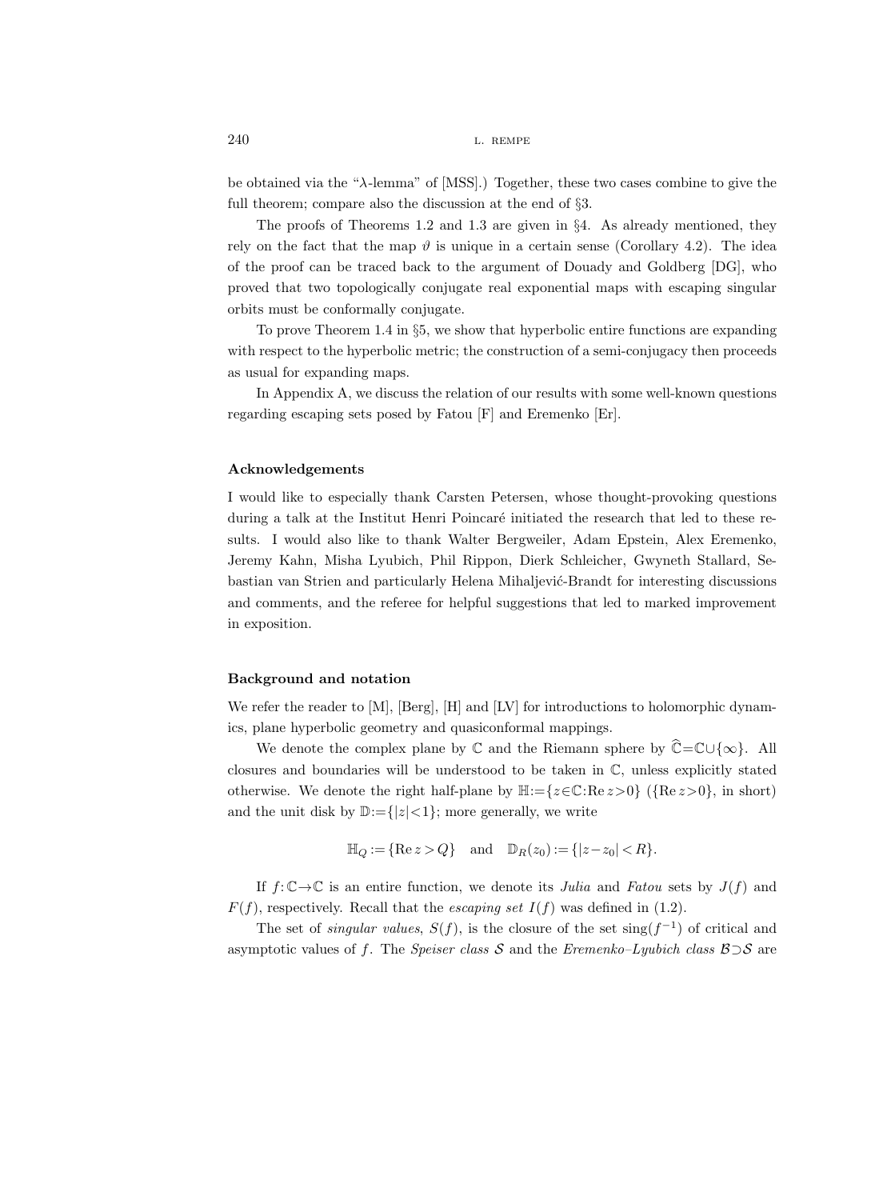be obtained via the "$\lambda$-lemma" of [MSS].) Together, these two cases combine to give the full theorem; compare also the discussion at the end of §3.

The proofs of Theorems 1.2 and 1.3 are given in §4. As already mentioned, they rely on the fact that the map $\vartheta$ is unique in a certain sense (Corollary 4.2). The idea of the proof can be traced back to the argument of Douady and Goldberg [DG], who proved that two topologically conjugate real exponential maps with escaping singular orbits must be conformally conjugate.

To prove Theorem 1.4 in §5, we show that hyperbolic entire functions are expanding with respect to the hyperbolic metric; the construction of a semi-conjugacy then proceeds as usual for expanding maps.

In Appendix A, we discuss the relation of our results with some well-known questions regarding escaping sets posed by Fatou [F] and Eremenko [Er].

### Acknowledgements

I would like to especially thank Carsten Petersen, whose thought-provoking questions during a talk at the Institut Henri Poincaré initiated the research that led to these results. I would also like to thank Walter Bergweiler, Adam Epstein, Alex Eremenko, Jeremy Kahn, Misha Lyubich, Phil Rippon, Dierk Schleicher, Gwyneth Stallard, Sebastian van Strien and particularly Helena Mihaljević-Brandt for interesting discussions and comments, and the referee for helpful suggestions that led to marked improvement in exposition.

### Background and notation

We refer the reader to [M], [Berg], [H] and [LV] for introductions to holomorphic dynamics, plane hyperbolic geometry and quasiconformal mappings.

We denote the complex plane by $\mathbb{C}$ and the Riemann sphere by $\widehat{\mathbb{C}}=\mathbb{C}\cup\{\infty\}$. All closures and boundaries will be understood to be taken in $\mathbb{C}$, unless explicitly stated otherwise. We denote the right half-plane by $\mathbb{H}:=\{z\in\mathbb{C}:\operatorname{Re} z>0\}$ ($\{\operatorname{Re} z>0\}$, in short) and the unit disk by $\mathbb{D}:=\{|z|<1\}$; more generally, we write

$$\mathbb{H}_Q:=\{\operatorname{Re} z>Q\} \quad \text{and} \quad \mathbb{D}_R(z_0):=\{|z-z_0|<R\}.$$

If $f:\mathbb{C}\to\mathbb{C}$ is an entire function, we denote its *Julia* and *Fatou* sets by $J(f)$ and $F(f)$, respectively. Recall that the *escaping set* $I(f)$ was defined in (1.2).

The set of *singular values*, $S(f)$, is the closure of the set $\operatorname{sing}(f^{-1})$ of critical and asymptotic values of $f$. The *Speiser class* $\mathcal{S}$ and the *Eremenko–Lyubich class* $\mathcal{B}\supset\mathcal{S}$ are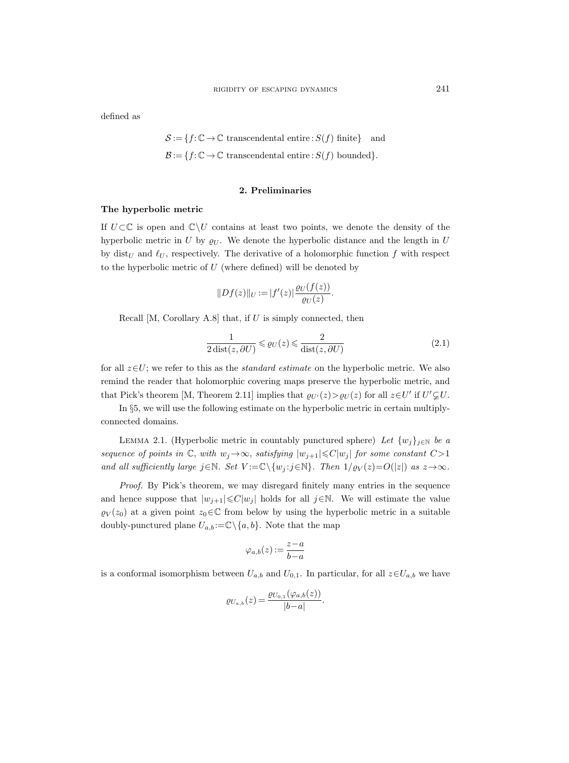defined as

$$\mathcal{S} := \{f\colon \mathbb{C} \to \mathbb{C} \text{ transcendental entire} : S(f) \text{ finite}\} \quad \text{and}$$
$$\mathcal{B} := \{f\colon \mathbb{C} \to \mathbb{C} \text{ transcendental entire} : S(f) \text{ bounded}\}.$$

## 2. Preliminaries

**The hyperbolic metric**

If $U \subset \mathbb{C}$ is open and $\mathbb{C} \setminus U$ contains at least two points, we denote the density of the hyperbolic metric in $U$ by $\varrho_U$. We denote the hyperbolic distance and the length in $U$ by $\operatorname{dist}_U$ and $\ell_U$, respectively. The derivative of a holomorphic function $f$ with respect to the hyperbolic metric of $U$ (where defined) will be denoted by

$$\|Df(z)\|_U := |f'(z)| \frac{\varrho_U(f(z))}{\varrho_U(z)}.$$

Recall [M, Corollary A.8] that, if $U$ is simply connected, then

$$\frac{1}{2\operatorname{dist}(z, \partial U)} \leqslant \varrho_U(z) \leqslant \frac{2}{\operatorname{dist}(z, \partial U)} \tag{2.1}$$

for all $z \in U$; we refer to this as the *standard estimate* on the hyperbolic metric. We also remind the reader that holomorphic covering maps preserve the hyperbolic metric, and that Pick's theorem [M, Theorem 2.11] implies that $\varrho_{U'}(z) > \varrho_U(z)$ for all $z \in U'$ if $U' \subsetneq U$.

In §5, we will use the following estimate on the hyperbolic metric in certain multiply-connected domains.

Lemma 2.1. (Hyperbolic metric in countably punctured sphere) *Let $\{w_j\}_{j \in \mathbb{N}}$ be a sequence of points in $\mathbb{C}$, with $w_j \to \infty$, satisfying $|w_{j+1}| \leqslant C|w_j|$ for some constant $C > 1$ and all sufficiently large $j \in \mathbb{N}$. Set $V := \mathbb{C} \setminus \{w_j : j \in \mathbb{N}\}$. Then $1/\varrho_V(z) = O(|z|)$ as $z \to \infty$.*

*Proof.* By Pick's theorem, we may disregard finitely many entries in the sequence and hence suppose that $|w_{j+1}| \leqslant C|w_j|$ holds for all $j \in \mathbb{N}$. We will estimate the value $\varrho_V(z_0)$ at a given point $z_0 \in \mathbb{C}$ from below by using the hyperbolic metric in a suitable doubly-punctured plane $U_{a,b} := \mathbb{C} \setminus \{a, b\}$. Note that the map

$$\varphi_{a,b}(z) := \frac{z-a}{b-a}$$

is a conformal isomorphism between $U_{a,b}$ and $U_{0,1}$. In particular, for all $z \in U_{a,b}$ we have

$$\varrho_{U_{a,b}}(z) = \frac{\varrho_{U_{0,1}}(\varphi_{a,b}(z))}{|b-a|}.$$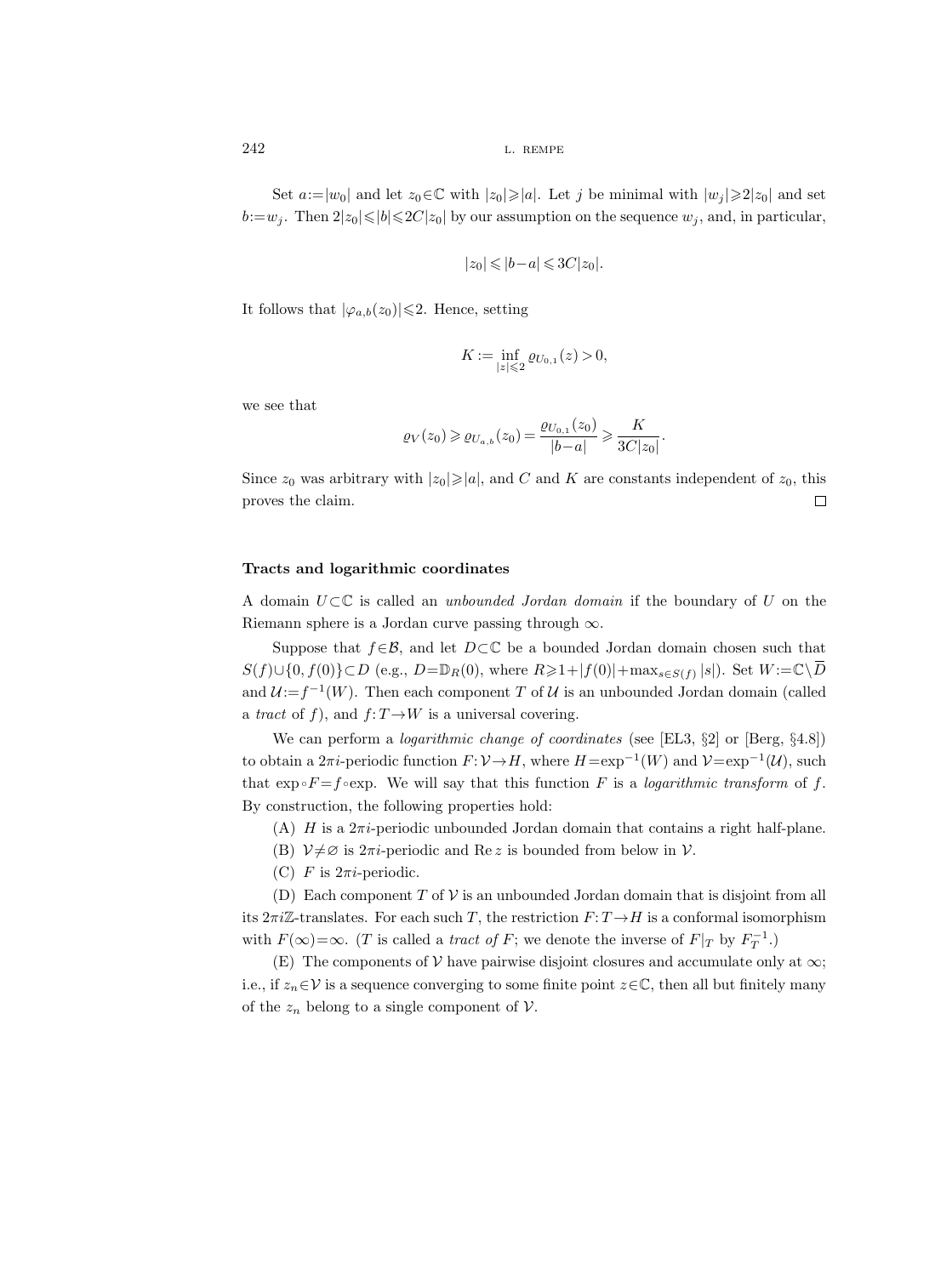Set $a:=|w_0|$ and let $z_0\in\mathbb{C}$ with $|z_0|\geqslant|a|$. Let $j$ be minimal with $|w_j|\geqslant 2|z_0|$ and set $b:=w_j$. Then $2|z_0|\leqslant|b|\leqslant 2C|z_0|$ by our assumption on the sequence $w_j$, and, in particular,

$$|z_0|\leqslant|b-a|\leqslant 3C|z_0|.$$

It follows that $|\varphi_{a,b}(z_0)|\leqslant 2$. Hence, setting

$$K:=\inf_{|z|\leqslant 2}\varrho_{U_{0,1}}(z)>0,$$

we see that

$$\varrho_V(z_0)\geqslant\varrho_{U_{a,b}}(z_0)=\frac{\varrho_{U_{0,1}}(z_0)}{|b-a|}\geqslant\frac{K}{3C|z_0|}.$$

Since $z_0$ was arbitrary with $|z_0|\geqslant|a|$, and $C$ and $K$ are constants independent of $z_0$, this proves the claim. □

#### Tracts and logarithmic coordinates

A domain $U\subset\mathbb{C}$ is called an *unbounded Jordan domain* if the boundary of $U$ on the Riemann sphere is a Jordan curve passing through $\infty$.

Suppose that $f\in\mathcal{B}$, and let $D\subset\mathbb{C}$ be a bounded Jordan domain chosen such that $S(f)\cup\{0,f(0)\}\subset D$ (e.g., $D=\mathbb{D}_R(0)$, where $R\geqslant 1+|f(0)|+\max_{s\in S(f)}|s|$). Set $W:=\mathbb{C}\setminus\overline{D}$ and $\mathcal{U}:=f^{-1}(W)$. Then each component $T$ of $\mathcal{U}$ is an unbounded Jordan domain (called a *tract* of $f$), and $f\colon T\to W$ is a universal covering.

We can perform a *logarithmic change of coordinates* (see [EL3, §2] or [Berg, §4.8]) to obtain a $2\pi i$-periodic function $F\colon\mathcal{V}\to H$, where $H=\exp^{-1}(W)$ and $\mathcal{V}=\exp^{-1}(\mathcal{U})$, such that $\exp\circ F=f\circ\exp$. We will say that this function $F$ is a *logarithmic transform* of $f$. By construction, the following properties hold:

(A) $H$ is a $2\pi i$-periodic unbounded Jordan domain that contains a right half-plane.

(B) $\mathcal{V}\neq\varnothing$ is $2\pi i$-periodic and $\operatorname{Re} z$ is bounded from below in $\mathcal{V}$.

(C) $F$ is $2\pi i$-periodic.

(D) Each component $T$ of $\mathcal{V}$ is an unbounded Jordan domain that is disjoint from all its $2\pi i\mathbb{Z}$-translates. For each such $T$, the restriction $F\colon T\to H$ is a conformal isomorphism with $F(\infty)=\infty$. ($T$ is called a *tract of* $F$; we denote the inverse of $F|_T$ by $F_T^{-1}$.)

(E) The components of $\mathcal{V}$ have pairwise disjoint closures and accumulate only at $\infty$; i.e., if $z_n\in\mathcal{V}$ is a sequence converging to some finite point $z\in\mathbb{C}$, then all but finitely many of the $z_n$ belong to a single component of $\mathcal{V}$.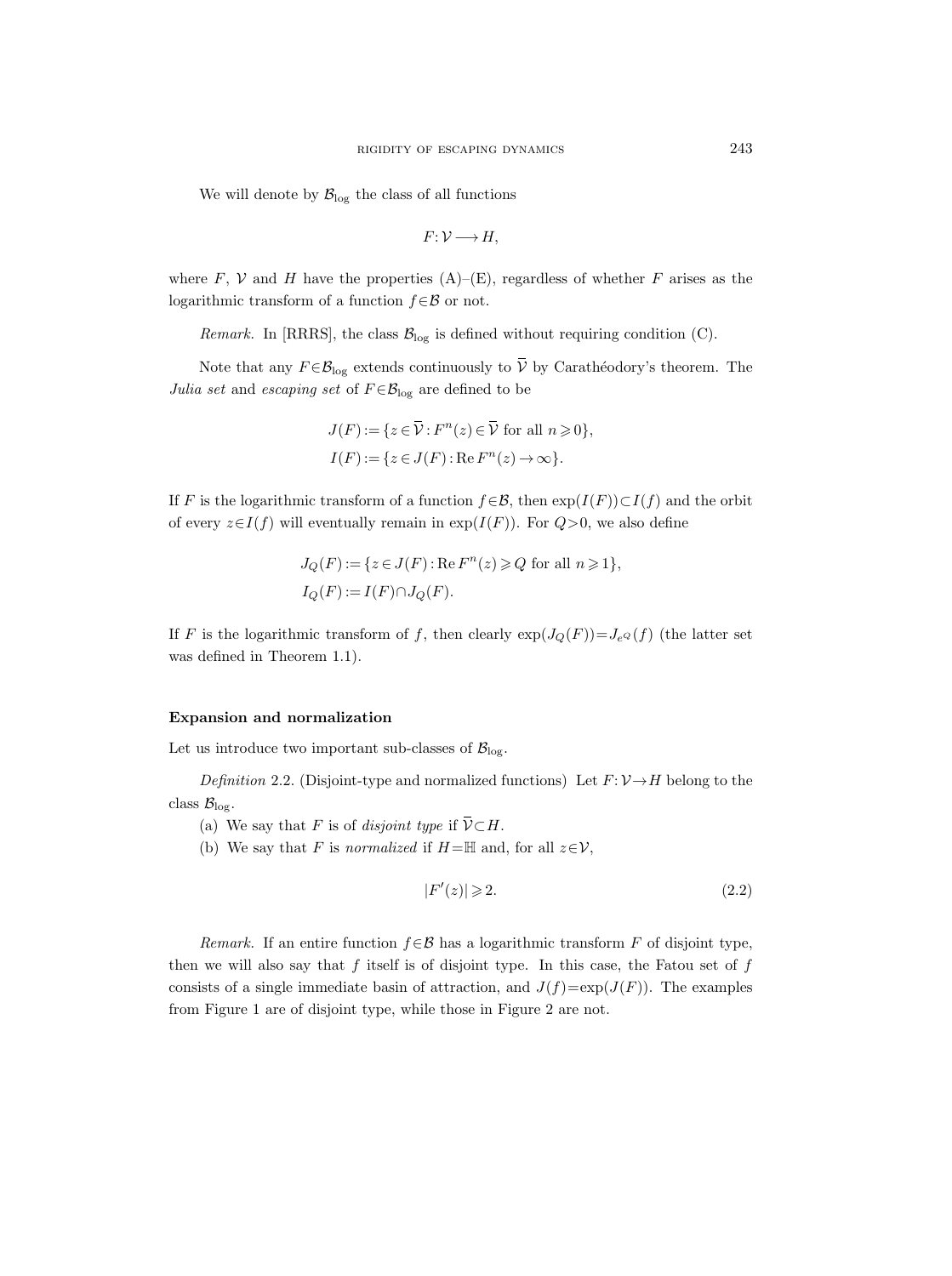We will denote by $\mathcal{B}_{\log}$ the class of all functions

$$F\colon \mathcal{V} \longrightarrow H,$$

where $F$, $\mathcal{V}$ and $H$ have the properties (A)–(E), regardless of whether $F$ arises as the logarithmic transform of a function $f\in\mathcal{B}$ or not.

*Remark.* In [RRRS], the class $\mathcal{B}_{\log}$ is defined without requiring condition (C).

Note that any $F\in\mathcal{B}_{\log}$ extends continuously to $\overline{\mathcal{V}}$ by Carathéodory's theorem. The *Julia set* and *escaping set* of $F\in\mathcal{B}_{\log}$ are defined to be

$$J(F) := \{z \in \overline{\mathcal{V}} : F^n(z) \in \overline{\mathcal{V}} \text{ for all } n \geqslant 0\},$$
$$I(F) := \{z \in J(F) : \operatorname{Re} F^n(z) \to \infty\}.$$

If $F$ is the logarithmic transform of a function $f\in\mathcal{B}$, then $\exp(I(F))\subset I(f)$ and the orbit of every $z\in I(f)$ will eventually remain in $\exp(I(F))$. For $Q>0$, we also define

$$J_Q(F) := \{z \in J(F) : \operatorname{Re} F^n(z) \geqslant Q \text{ for all } n \geqslant 1\},$$
$$I_Q(F) := I(F) \cap J_Q(F).$$

If $F$ is the logarithmic transform of $f$, then clearly $\exp(J_Q(F)) = J_{e^Q}(f)$ (the latter set was defined in Theorem 1.1).

#### Expansion and normalization

Let us introduce two important sub-classes of $\mathcal{B}_{\log}$.

*Definition* 2.2. (Disjoint-type and normalized functions) Let $F\colon\mathcal{V}\to H$ belong to the class $\mathcal{B}_{\log}$.

(a) We say that $F$ is of *disjoint type* if $\overline{\mathcal{V}}\subset H$.

(b) We say that $F$ is *normalized* if $H=\mathbb{H}$ and, for all $z\in\mathcal{V}$,

$$|F'(z)| \geqslant 2. \tag{2.2}$$

*Remark.* If an entire function $f\in\mathcal{B}$ has a logarithmic transform $F$ of disjoint type, then we will also say that $f$ itself is of disjoint type. In this case, the Fatou set of $f$ consists of a single immediate basin of attraction, and $J(f)=\exp(J(F))$. The examples from Figure 1 are of disjoint type, while those in Figure 2 are not.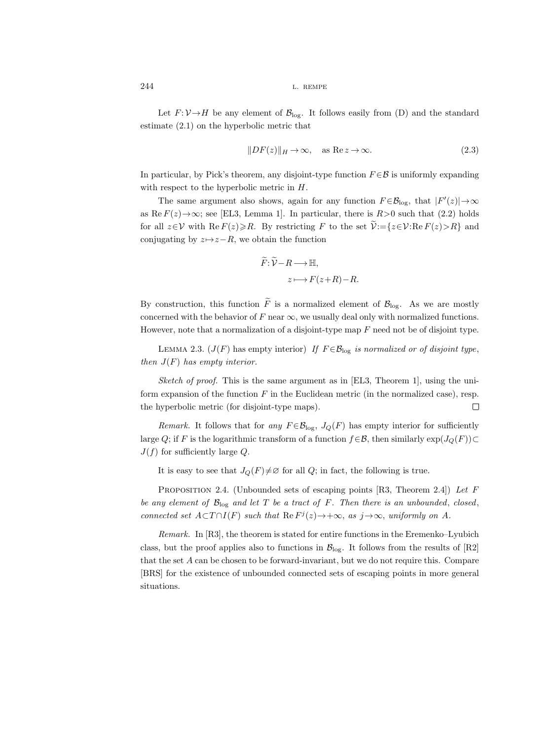Let $F:\mathcal{V}\to H$ be any element of $\mathcal{B}_{\log}$. It follows easily from (D) and the standard estimate (2.1) on the hyperbolic metric that

$$\|DF(z)\|_H \to \infty, \quad \text{as } \operatorname{Re} z \to \infty. \tag{2.3}$$

In particular, by Pick's theorem, any disjoint-type function $F\in\mathcal{B}$ is uniformly expanding with respect to the hyperbolic metric in $H$.

The same argument also shows, again for any function $F\in\mathcal{B}_{\log}$, that $|F'(z)|\to\infty$ as $\operatorname{Re} F(z)\to\infty$; see [EL3, Lemma 1]. In particular, there is $R>0$ such that (2.2) holds for all $z\in\mathcal{V}$ with $\operatorname{Re} F(z)\geqslant R$. By restricting $F$ to the set $\widetilde{\mathcal{V}}:=\{z\in\mathcal{V}:\operatorname{Re} F(z)>R\}$ and conjugating by $z\mapsto z-R$, we obtain the function

$$\begin{aligned} \widetilde{F}\colon \widetilde{\mathcal{V}}-R &\longrightarrow \mathbb{H}, \\ z &\longmapsto F(z+R)-R. \end{aligned}$$

By construction, this function $\widetilde{F}$ is a normalized element of $\mathcal{B}_{\log}$. As we are mostly concerned with the behavior of $F$ near $\infty$, we usually deal only with normalized functions. However, note that a normalization of a disjoint-type map $F$ need not be of disjoint type.

Lemma 2.3. ($J(F)$ has empty interior) *If $F\in\mathcal{B}_{\log}$ is normalized or of disjoint type, then $J(F)$ has empty interior.*

*Sketch of proof.* This is the same argument as in [EL3, Theorem 1], using the uniform expansion of the function $F$ in the Euclidean metric (in the normalized case), resp. the hyperbolic metric (for disjoint-type maps). □

*Remark.* It follows that for *any* $F\in\mathcal{B}_{\log}$, $J_Q(F)$ has empty interior for sufficiently large $Q$; if $F$ is the logarithmic transform of a function $f\in\mathcal{B}$, then similarly $\exp(J_Q(F))\subset J(f)$ for sufficiently large $Q$.

It is easy to see that $J_Q(F)\neq\varnothing$ for all $Q$; in fact, the following is true.

Proposition 2.4. (Unbounded sets of escaping points [R3, Theorem 2.4]) *Let $F$ be any element of $\mathcal{B}_{\log}$ and let $T$ be a tract of $F$. Then there is an unbounded, closed, connected set $A\subset T\cap I(F)$ such that $\operatorname{Re} F^j(z)\to+\infty$, as $j\to\infty$, uniformly on $A$.*

*Remark.* In [R3], the theorem is stated for entire functions in the Eremenko–Lyubich class, but the proof applies also to functions in $\mathcal{B}_{\log}$. It follows from the results of [R2] that the set $A$ can be chosen to be forward-invariant, but we do not require this. Compare [BRS] for the existence of unbounded connected sets of escaping points in more general situations.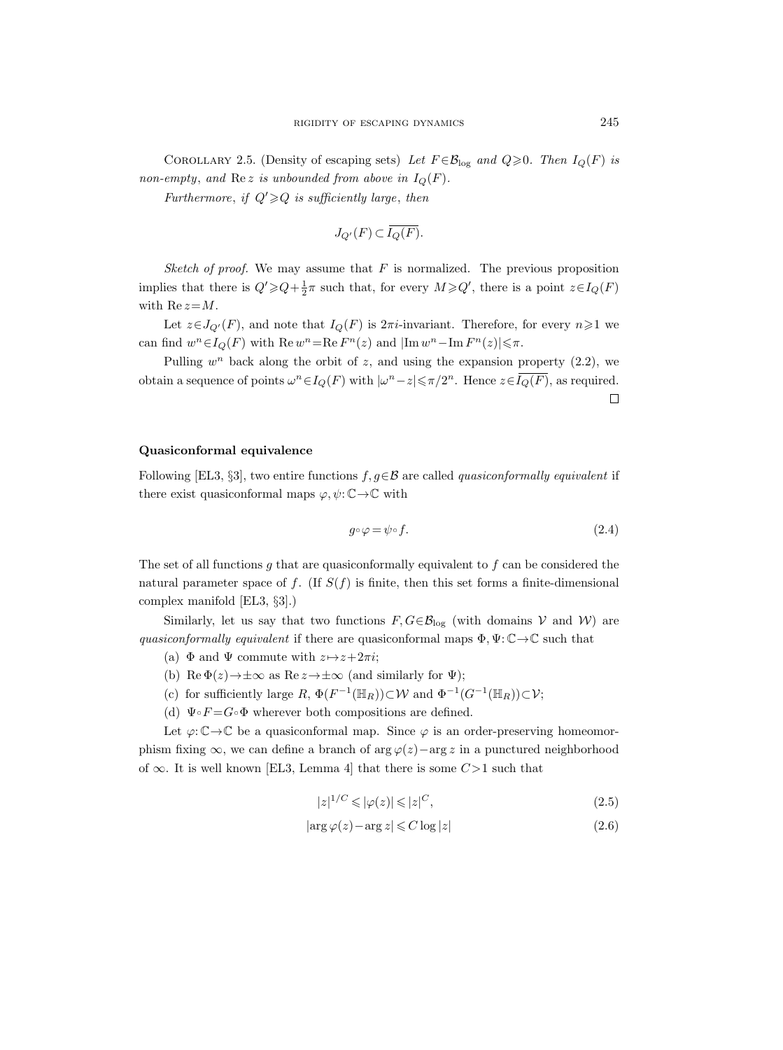COROLLARY 2.5. (Density of escaping sets) *Let $F\in\mathcal{B}_{\log}$ and $Q\geqslant 0$. Then $I_Q(F)$ is non-empty, and $\operatorname{Re} z$ is unbounded from above in $I_Q(F)$.*

*Furthermore, if $Q'\geqslant Q$ is sufficiently large, then*

$$J_{Q'}(F)\subset \overline{I_Q(F)}.$$

*Sketch of proof.* We may assume that $F$ is normalized. The previous proposition implies that there is $Q'\geqslant Q+\frac{1}{2}\pi$ such that, for every $M\geqslant Q'$, there is a point $z\in I_Q(F)$ with $\operatorname{Re} z = M$.

Let $z\in J_{Q'}(F)$, and note that $I_Q(F)$ is $2\pi i$-invariant. Therefore, for every $n\geqslant 1$ we can find $w^n\in I_Q(F)$ with $\operatorname{Re} w^n = \operatorname{Re} F^n(z)$ and $|\operatorname{Im} w^n - \operatorname{Im} F^n(z)|\leqslant \pi$.

Pulling $w^n$ back along the orbit of $z$, and using the expansion property (2.2), we obtain a sequence of points $\omega^n\in I_Q(F)$ with $|\omega^n - z|\leqslant \pi/2^n$. Hence $z\in\overline{I_Q(F)}$, as required. $\square$

### Quasiconformal equivalence

Following [EL3, §3], two entire functions $f,g\in\mathcal{B}$ are called *quasiconformally equivalent* if there exist quasiconformal maps $\varphi,\psi:\mathbb{C}\to\mathbb{C}$ with

$$g\circ\varphi = \psi\circ f. \tag{2.4}$$

The set of all functions $g$ that are quasiconformally equivalent to $f$ can be considered the natural parameter space of $f$. (If $S(f)$ is finite, then this set forms a finite-dimensional complex manifold [EL3, §3].)

Similarly, let us say that two functions $F,G\in\mathcal{B}_{\log}$ (with domains $\mathcal{V}$ and $\mathcal{W}$) are *quasiconformally equivalent* if there are quasiconformal maps $\Phi,\Psi:\mathbb{C}\to\mathbb{C}$ such that

(a) $\Phi$ and $\Psi$ commute with $z\mapsto z+2\pi i$;

(b) $\operatorname{Re}\Phi(z)\to\pm\infty$ as $\operatorname{Re} z\to\pm\infty$ (and similarly for $\Psi$);

(c) for sufficiently large $R$, $\Phi(F^{-1}(\mathbb{H}_R))\subset\mathcal{W}$ and $\Phi^{-1}(G^{-1}(\mathbb{H}_R))\subset\mathcal{V}$;

(d) $\Psi\circ F = G\circ\Phi$ wherever both compositions are defined.

Let $\varphi:\mathbb{C}\to\mathbb{C}$ be a quasiconformal map. Since $\varphi$ is an order-preserving homeomorphism fixing $\infty$, we can define a branch of $\arg\varphi(z)-\arg z$ in a punctured neighborhood of $\infty$. It is well known [EL3, Lemma 4] that there is some $C>1$ such that

$$|z|^{1/C}\leqslant|\varphi(z)|\leqslant|z|^C, \tag{2.5}$$

$$|\arg\varphi(z)-\arg z|\leqslant C\log|z| \tag{2.6}$$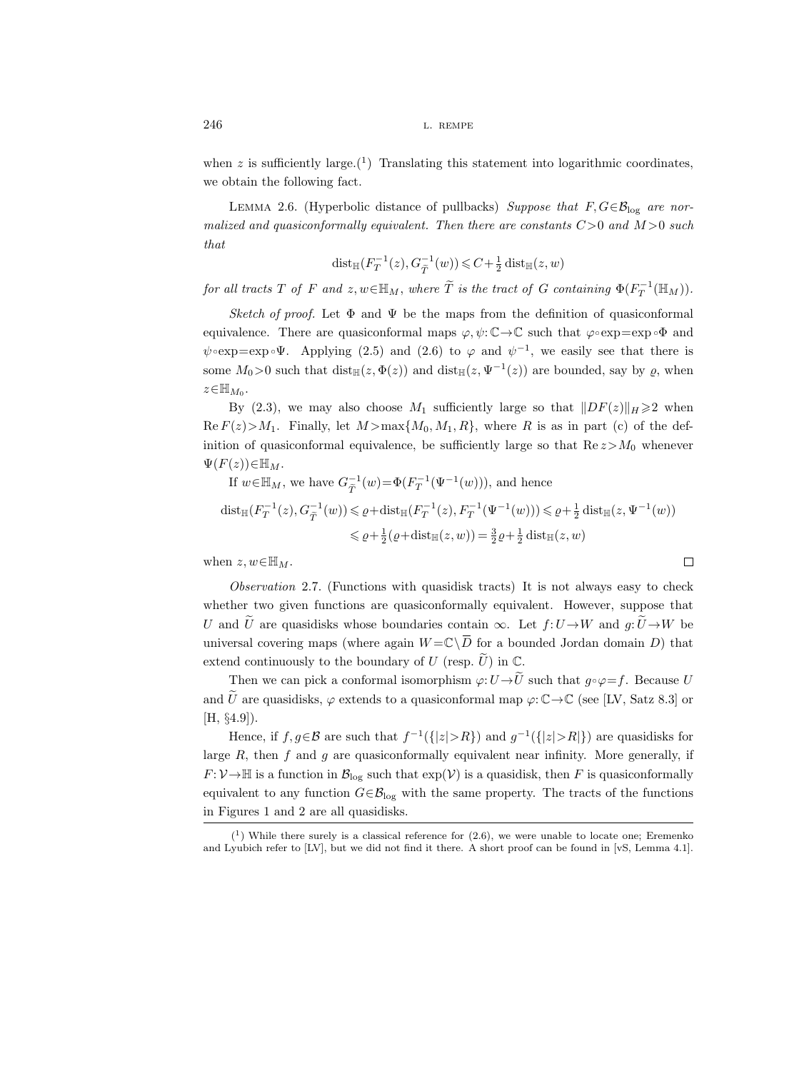when $z$ is sufficiently large.[1] Translating this statement into logarithmic coordinates, we obtain the following fact.

Lemma 2.6. (Hyperbolic distance of pullbacks) *Suppose that $F, G \in \mathcal{B}_{\log}$ are normalized and quasiconformally equivalent. Then there are constants $C>0$ and $M>0$ such that*

$$\operatorname{dist}_{\mathbb{H}}(F_T^{-1}(z), G_{\widetilde{T}}^{-1}(w)) \leqslant C + \tfrac{1}{2}\operatorname{dist}_{\mathbb{H}}(z,w)$$

*for all tracts $T$ of $F$ and $z, w \in \mathbb{H}_M$, where $\widetilde{T}$ is the tract of $G$ containing $\Phi(F_T^{-1}(\mathbb{H}_M))$.*

*Sketch of proof.* Let $\Phi$ and $\Psi$ be the maps from the definition of quasiconformal equivalence. There are quasiconformal maps $\varphi, \psi: \mathbb{C} \to \mathbb{C}$ such that $\varphi \circ \exp = \exp \circ \Phi$ and $\psi \circ \exp = \exp \circ \Psi$. Applying (2.5) and (2.6) to $\varphi$ and $\psi^{-1}$, we easily see that there is some $M_0 > 0$ such that $\operatorname{dist}_{\mathbb{H}}(z, \Phi(z))$ and $\operatorname{dist}_{\mathbb{H}}(z, \Psi^{-1}(z))$ are bounded, say by $\varrho$, when $z \in \mathbb{H}_{M_0}$.

By (2.3), we may also choose $M_1$ sufficiently large so that $\|DF(z)\|_H \geqslant 2$ when $\operatorname{Re} F(z) > M_1$. Finally, let $M > \max\{M_0, M_1, R\}$, where $R$ is as in part (c) of the definition of quasiconformal equivalence, be sufficiently large so that $\operatorname{Re} z > M_0$ whenever $\Psi(F(z)) \in \mathbb{H}_M$.

If $w \in \mathbb{H}_M$, we have $G_{\widetilde{T}}^{-1}(w) = \Phi(F_T^{-1}(\Psi^{-1}(w)))$, and hence

$$\begin{aligned}
\operatorname{dist}_{\mathbb{H}}(F_T^{-1}(z), G_{\widetilde{T}}^{-1}(w)) &\leqslant \varrho + \operatorname{dist}_{\mathbb{H}}(F_T^{-1}(z), F_T^{-1}(\Psi^{-1}(w))) \leqslant \varrho + \tfrac{1}{2}\operatorname{dist}_{\mathbb{H}}(z, \Psi^{-1}(w)) \\
&\leqslant \varrho + \tfrac{1}{2}(\varrho + \operatorname{dist}_{\mathbb{H}}(z,w)) = \tfrac{3}{2}\varrho + \tfrac{1}{2}\operatorname{dist}_{\mathbb{H}}(z,w)
\end{aligned}$$

when $z, w \in \mathbb{H}_M$. □

*Observation* 2.7. (Functions with quasidisk tracts) It is not always easy to check whether two given functions are quasiconformally equivalent. However, suppose that $U$ and $\widetilde{U}$ are quasidisks whose boundaries contain $\infty$. Let $f: U \to W$ and $g: \widetilde{U} \to W$ be universal covering maps (where again $W = \mathbb{C} \setminus \overline{D}$ for a bounded Jordan domain $D$) that extend continuously to the boundary of $U$ (resp. $\widetilde{U}$) in $\mathbb{C}$.

Then we can pick a conformal isomorphism $\varphi: U \to \widetilde{U}$ such that $g \circ \varphi = f$. Because $U$ and $\widetilde{U}$ are quasidisks, $\varphi$ extends to a quasiconformal map $\varphi: \mathbb{C} \to \mathbb{C}$ (see [LV, Satz 8.3] or [H, §4.9]).

Hence, if $f, g \in \mathcal{B}$ are such that $f^{-1}(\{|z| > R\})$ and $g^{-1}(\{|z| > R|\})$ are quasidisks for large $R$, then $f$ and $g$ are quasiconformally equivalent near infinity. More generally, if $F: \mathcal{V} \to \mathbb{H}$ is a function in $\mathcal{B}_{\log}$ such that $\exp(\mathcal{V})$ is a quasidisk, then $F$ is quasiconformally equivalent to any function $G \in \mathcal{B}_{\log}$ with the same property. The tracts of the functions in Figures 1 and 2 are all quasidisks.

---

[1] While there surely is a classical reference for (2.6), we were unable to locate one; Eremenko and Lyubich refer to [LV], but we did not find it there. A short proof can be found in [vS, Lemma 4.1].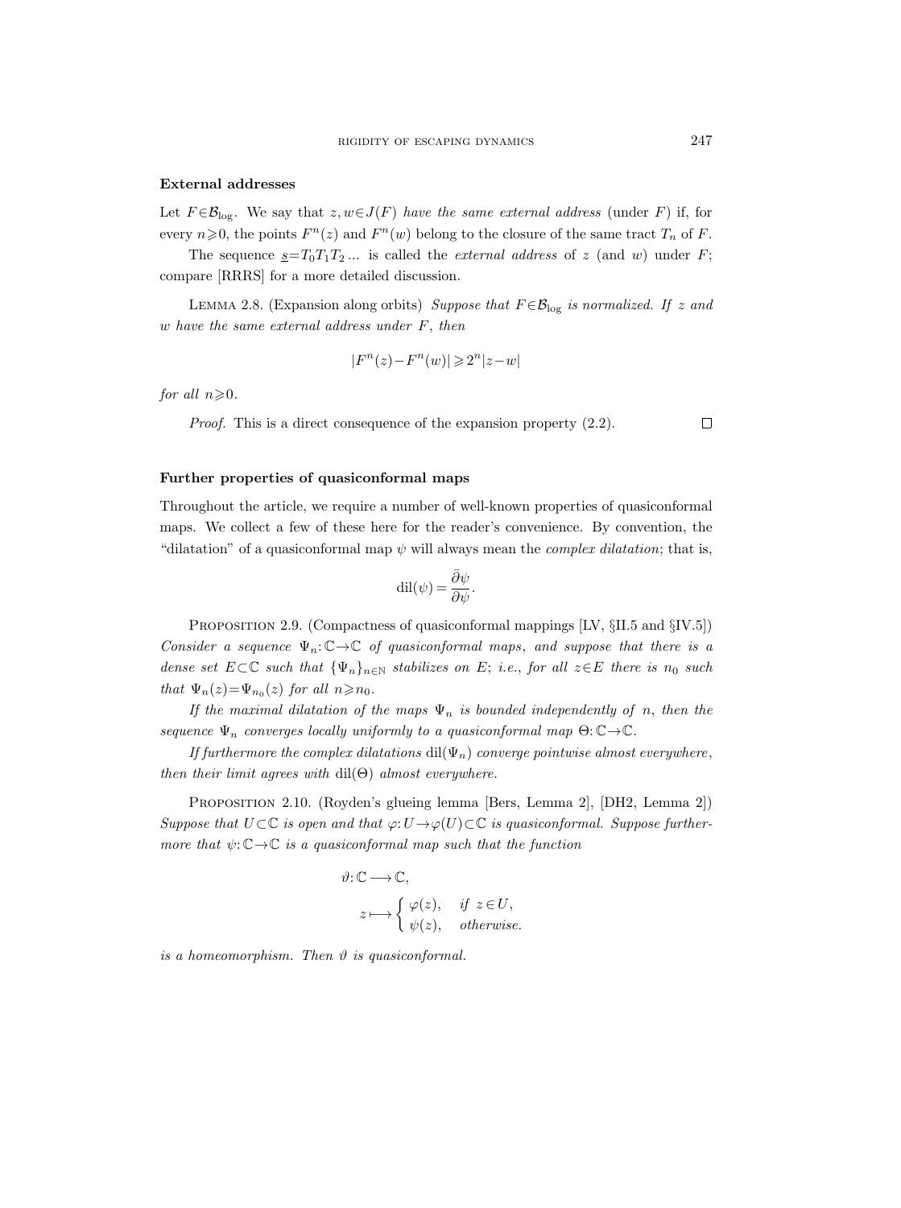### External addresses

Let $F \in \mathcal{B}_{\log}$. We say that $z, w \in J(F)$ *have the same external address* (under $F$) if, for every $n \geqslant 0$, the points $F^n(z)$ and $F^n(w)$ belong to the closure of the same tract $T_n$ of $F$.

The sequence $\underline{s} = T_0 T_1 T_2 \ldots$ is called the *external address* of $z$ (and $w$) under $F$; compare [RRRS] for a more detailed discussion.

LEMMA 2.8. (Expansion along orbits) *Suppose that $F \in \mathcal{B}_{\log}$ is normalized. If $z$ and $w$ have the same external address under $F$, then*

$$|F^n(z) - F^n(w)| \geqslant 2^n |z - w|$$

*for all $n \geqslant 0$.*

*Proof.* This is a direct consequence of the expansion property (2.2). □

### Further properties of quasiconformal maps

Throughout the article, we require a number of well-known properties of quasiconformal maps. We collect a few of these here for the reader's convenience. By convention, the "dilatation" of a quasiconformal map $\psi$ will always mean the *complex dilatation*; that is,

$$\operatorname{dil}(\psi) = \frac{\bar{\partial}\psi}{\partial\psi}.$$

PROPOSITION 2.9. (Compactness of quasiconformal mappings [LV, §II.5 and §IV.5]) *Consider a sequence $\Psi_n: \mathbb{C} \to \mathbb{C}$ of quasiconformal maps, and suppose that there is a dense set $E \subset \mathbb{C}$ such that $\{\Psi_n\}_{n \in \mathbb{N}}$ stabilizes on $E$; i.e., for all $z \in E$ there is $n_0$ such that $\Psi_n(z) = \Psi_{n_0}(z)$ for all $n \geqslant n_0$.*

*If the maximal dilatation of the maps $\Psi_n$ is bounded independently of $n$, then the sequence $\Psi_n$ converges locally uniformly to a quasiconformal map $\Theta: \mathbb{C} \to \mathbb{C}$.*

*If furthermore the complex dilatations $\operatorname{dil}(\Psi_n)$ converge pointwise almost everywhere, then their limit agrees with $\operatorname{dil}(\Theta)$ almost everywhere.*

PROPOSITION 2.10. (Royden's glueing lemma [Bers, Lemma 2], [DH2, Lemma 2]) *Suppose that $U \subset \mathbb{C}$ is open and that $\varphi: U \to \varphi(U) \subset \mathbb{C}$ is quasiconformal. Suppose furthermore that $\psi: \mathbb{C} \to \mathbb{C}$ is a quasiconformal map such that the function*

$$\vartheta: \mathbb{C} \longrightarrow \mathbb{C},$$
$$z \longmapsto \begin{cases} \varphi(z), & \text{if } z \in U, \\ \psi(z), & \text{otherwise.} \end{cases}$$

*is a homeomorphism. Then $\vartheta$ is quasiconformal.*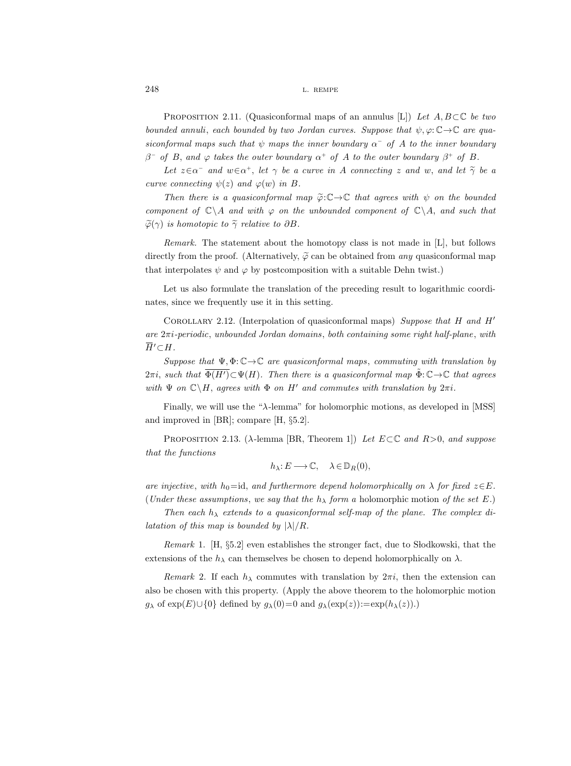Proposition 2.11. (Quasiconformal maps of an annulus [L]) *Let $A, B \subset \mathbb{C}$ be two bounded annuli, each bounded by two Jordan curves. Suppose that $\psi, \varphi: \mathbb{C} \to \mathbb{C}$ are quasiconformal maps such that $\psi$ maps the inner boundary $\alpha^-$ of $A$ to the inner boundary $\beta^-$ of $B$, and $\varphi$ takes the outer boundary $\alpha^+$ of $A$ to the outer boundary $\beta^+$ of $B$.*

*Let $z \in \alpha^-$ and $w \in \alpha^+$, let $\gamma$ be a curve in $A$ connecting $z$ and $w$, and let $\widetilde{\gamma}$ be a curve connecting $\psi(z)$ and $\varphi(w)$ in $B$.*

*Then there is a quasiconformal map $\widetilde{\varphi}: \mathbb{C} \to \mathbb{C}$ that agrees with $\psi$ on the bounded component of $\mathbb{C} \setminus A$ and with $\varphi$ on the unbounded component of $\mathbb{C} \setminus A$, and such that $\widetilde{\varphi}(\gamma)$ is homotopic to $\widetilde{\gamma}$ relative to $\partial B$.*

*Remark.* The statement about the homotopy class is not made in [L], but follows directly from the proof. (Alternatively, $\widetilde{\varphi}$ can be obtained from *any* quasiconformal map that interpolates $\psi$ and $\varphi$ by postcomposition with a suitable Dehn twist.)

Let us also formulate the translation of the preceding result to logarithmic coordinates, since we frequently use it in this setting.

Corollary 2.12. (Interpolation of quasiconformal maps) *Suppose that $H$ and $H'$ are $2\pi i$-periodic, unbounded Jordan domains, both containing some right half-plane, with $\overline{H'} \subset H$.*

*Suppose that $\Psi, \Phi: \mathbb{C} \to \mathbb{C}$ are quasiconformal maps, commuting with translation by $2\pi i$, such that $\overline{\Phi(H')} \subset \Psi(H)$. Then there is a quasiconformal map $\tilde{\Phi}: \mathbb{C} \to \mathbb{C}$ that agrees with $\Psi$ on $\mathbb{C} \setminus H$, agrees with $\Phi$ on $H'$ and commutes with translation by $2\pi i$.*

Finally, we will use the "$\lambda$-lemma" for holomorphic motions, as developed in [MSS] and improved in [BR]; compare [H, §5.2].

Proposition 2.13. ($\lambda$-lemma [BR, Theorem 1]) *Let $E \subset \mathbb{C}$ and $R > 0$, and suppose that the functions*

$$h_\lambda: E \longrightarrow \mathbb{C}, \quad \lambda \in \mathbb{D}_R(0),$$

*are injective, with $h_0 = \text{id}$, and furthermore depend holomorphically on $\lambda$ for fixed $z \in E$. (Under these assumptions, we say that the $h_\lambda$ form a* holomorphic motion *of the set $E$.)*

*Then each $h_\lambda$ extends to a quasiconformal self-map of the plane. The complex dilatation of this map is bounded by $|\lambda|/R$.*

*Remark* 1. [H, §5.2] even establishes the stronger fact, due to Słodkowski, that the extensions of the $h_\lambda$ can themselves be chosen to depend holomorphically on $\lambda$.

*Remark* 2. If each $h_\lambda$ commutes with translation by $2\pi i$, then the extension can also be chosen with this property. (Apply the above theorem to the holomorphic motion $g_\lambda$ of $\exp(E) \cup \{0\}$ defined by $g_\lambda(0) = 0$ and $g_\lambda(\exp(z)) := \exp(h_\lambda(z))$.)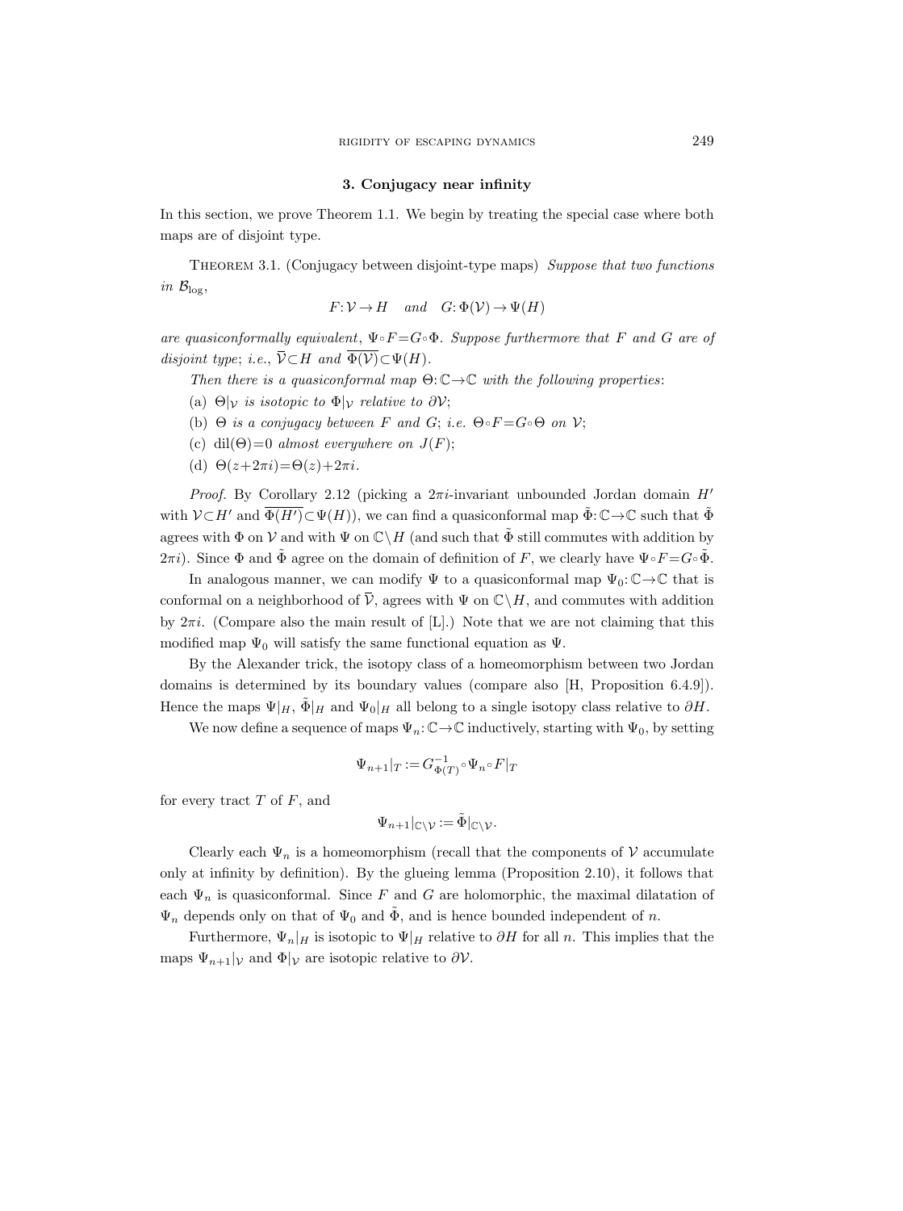## 3. Conjugacy near infinity

In this section, we prove Theorem 1.1. We begin by treating the special case where both maps are of disjoint type.

**Theorem 3.1.** (Conjugacy between disjoint-type maps) *Suppose that two functions in $\mathcal{B}_{\log}$,*

$$F\colon \mathcal{V} \to H \quad \text{and} \quad G\colon \Phi(\mathcal{V}) \to \Psi(H)$$

*are quasiconformally equivalent, $\Psi \circ F = G \circ \Phi$. Suppose furthermore that $F$ and $G$ are of disjoint type; i.e., $\overline{\mathcal{V}} \subset H$ and $\overline{\Phi(\mathcal{V})} \subset \Psi(H)$.*

*Then there is a quasiconformal map $\Theta\colon \mathbb{C} \to \mathbb{C}$ with the following properties:*

(a) *$\Theta|_{\mathcal{V}}$ is isotopic to $\Phi|_{\mathcal{V}}$ relative to $\partial\mathcal{V}$;*

(b) *$\Theta$ is a conjugacy between $F$ and $G$; i.e. $\Theta \circ F = G \circ \Theta$ on $\mathcal{V}$;*

(c) *$\operatorname{dil}(\Theta) = 0$ almost everywhere on $J(F)$;*

(d) *$\Theta(z + 2\pi i) = \Theta(z) + 2\pi i$.*

*Proof.* By Corollary 2.12 (picking a $2\pi i$-invariant unbounded Jordan domain $H'$ with $\mathcal{V} \subset H'$ and $\overline{\Phi(H')} \subset \Psi(H)$), we can find a quasiconformal map $\tilde{\Phi}\colon \mathbb{C} \to \mathbb{C}$ such that $\tilde{\Phi}$ agrees with $\Phi$ on $\mathcal{V}$ and with $\Psi$ on $\mathbb{C} \setminus H$ (and such that $\tilde{\Phi}$ still commutes with addition by $2\pi i$). Since $\Phi$ and $\tilde{\Phi}$ agree on the domain of definition of $F$, we clearly have $\Psi \circ F = G \circ \tilde{\Phi}$.

In analogous manner, we can modify $\Psi$ to a quasiconformal map $\Psi_0\colon \mathbb{C} \to \mathbb{C}$ that is conformal on a neighborhood of $\overline{\mathcal{V}}$, agrees with $\Psi$ on $\mathbb{C} \setminus H$, and commutes with addition by $2\pi i$. (Compare also the main result of [L].) Note that we are not claiming that this modified map $\Psi_0$ will satisfy the same functional equation as $\Psi$.

By the Alexander trick, the isotopy class of a homeomorphism between two Jordan domains is determined by its boundary values (compare also [H, Proposition 6.4.9]). Hence the maps $\Psi|_H$, $\tilde{\Phi}|_H$ and $\Psi_0|_H$ all belong to a single isotopy class relative to $\partial H$.

We now define a sequence of maps $\Psi_n\colon \mathbb{C} \to \mathbb{C}$ inductively, starting with $\Psi_0$, by setting

$$\Psi_{n+1}|_T := G^{-1}_{\Phi(T)} \circ \Psi_n \circ F|_T$$

for every tract $T$ of $F$, and

$$\Psi_{n+1}|_{\mathbb{C} \setminus \mathcal{V}} := \tilde{\Phi}|_{\mathbb{C} \setminus \mathcal{V}}.$$

Clearly each $\Psi_n$ is a homeomorphism (recall that the components of $\mathcal{V}$ accumulate only at infinity by definition). By the glueing lemma (Proposition 2.10), it follows that each $\Psi_n$ is quasiconformal. Since $F$ and $G$ are holomorphic, the maximal dilatation of $\Psi_n$ depends only on that of $\Psi_0$ and $\tilde{\Phi}$, and is hence bounded independent of $n$.

Furthermore, $\Psi_n|_H$ is isotopic to $\Psi|_H$ relative to $\partial H$ for all $n$. This implies that the maps $\Psi_{n+1}|_{\mathcal{V}}$ and $\Phi|_{\mathcal{V}}$ are isotopic relative to $\partial\mathcal{V}$.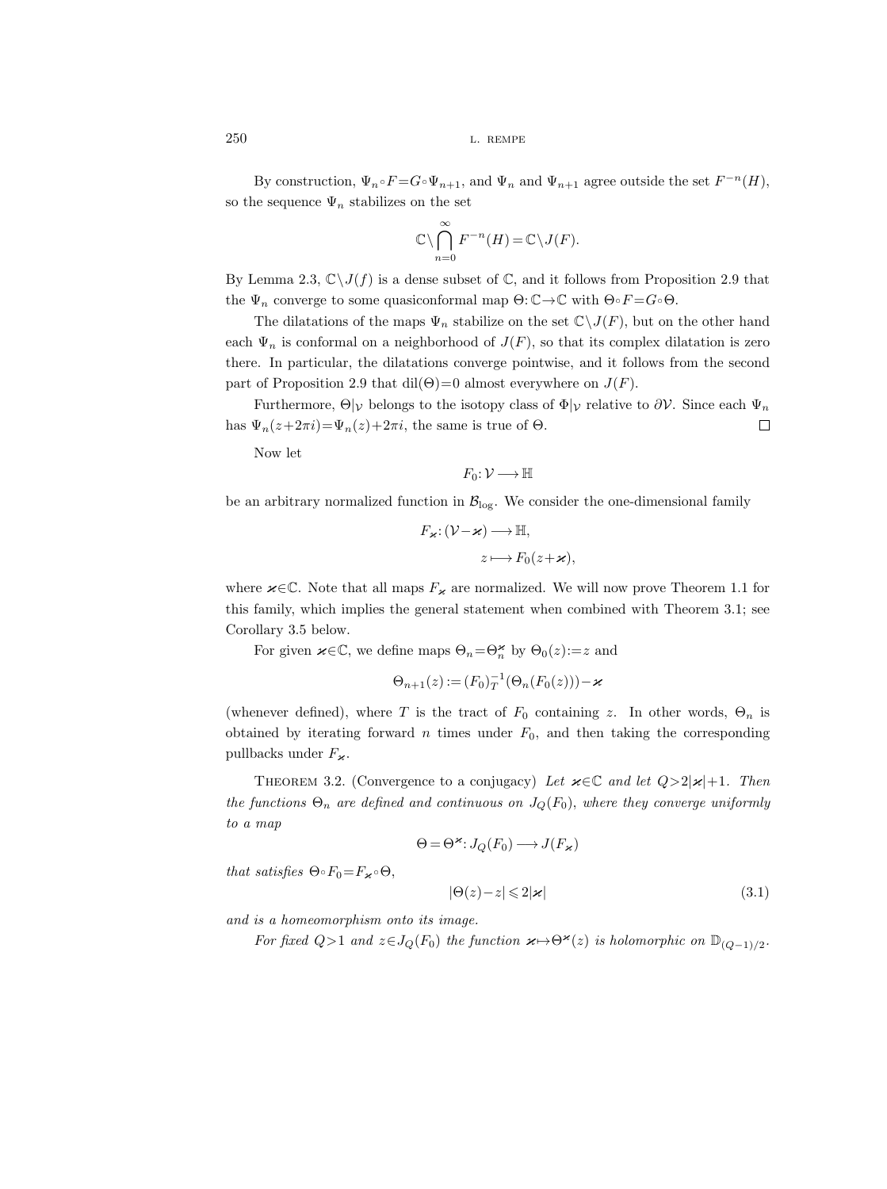By construction, $\Psi_n \circ F = G \circ \Psi_{n+1}$, and $\Psi_n$ and $\Psi_{n+1}$ agree outside the set $F^{-n}(H)$, so the sequence $\Psi_n$ stabilizes on the set

$$\mathbb{C} \setminus \bigcap_{n=0}^{\infty} F^{-n}(H) = \mathbb{C} \setminus J(F).$$

By Lemma 2.3, $\mathbb{C} \setminus J(f)$ is a dense subset of $\mathbb{C}$, and it follows from Proposition 2.9 that the $\Psi_n$ converge to some quasiconformal map $\Theta: \mathbb{C} \to \mathbb{C}$ with $\Theta \circ F = G \circ \Theta$.

The dilatations of the maps $\Psi_n$ stabilize on the set $\mathbb{C} \setminus J(F)$, but on the other hand each $\Psi_n$ is conformal on a neighborhood of $J(F)$, so that its complex dilatation is zero there. In particular, the dilatations converge pointwise, and it follows from the second part of Proposition 2.9 that $\operatorname{dil}(\Theta) = 0$ almost everywhere on $J(F)$.

Furthermore, $\Theta|_{\mathcal{V}}$ belongs to the isotopy class of $\Phi|_{\mathcal{V}}$ relative to $\partial \mathcal{V}$. Since each $\Psi_n$ has $\Psi_n(z + 2\pi i) = \Psi_n(z) + 2\pi i$, the same is true of $\Theta$. □

Now let

$$F_0: \mathcal{V} \longrightarrow \mathbb{H}$$

be an arbitrary normalized function in $\mathcal{B}_{\log}$. We consider the one-dimensional family

$$F_\varkappa: (\mathcal{V} - \varkappa) \longrightarrow \mathbb{H}, \qquad z \longmapsto F_0(z + \varkappa),$$

where $\varkappa \in \mathbb{C}$. Note that all maps $F_\varkappa$ are normalized. We will now prove Theorem 1.1 for this family, which implies the general statement when combined with Theorem 3.1; see Corollary 3.5 below.

For given $\varkappa \in \mathbb{C}$, we define maps $\Theta_n = \Theta_n^\varkappa$ by $\Theta_0(z) := z$ and

$$\Theta_{n+1}(z) := (F_0)_T^{-1}(\Theta_n(F_0(z))) - \varkappa$$

(whenever defined), where $T$ is the tract of $F_0$ containing $z$. In other words, $\Theta_n$ is obtained by iterating forward $n$ times under $F_0$, and then taking the corresponding pullbacks under $F_\varkappa$.

Theorem 3.2. (Convergence to a conjugacy) *Let $\varkappa \in \mathbb{C}$ and let $Q > 2|\varkappa| + 1$. Then the functions $\Theta_n$ are defined and continuous on $J_Q(F_0)$, where they converge uniformly to a map*

$$\Theta = \Theta^\varkappa: J_Q(F_0) \longrightarrow J(F_\varkappa)$$

*that satisfies $\Theta \circ F_0 = F_\varkappa \circ \Theta$,*

$$|\Theta(z) - z| \leqslant 2|\varkappa| \tag{3.1}$$

*and is a homeomorphism onto its image.*

*For fixed $Q > 1$ and $z \in J_Q(F_0)$ the function $\varkappa \mapsto \Theta^\varkappa(z)$ is holomorphic on $\mathbb{D}_{(Q-1)/2}$.*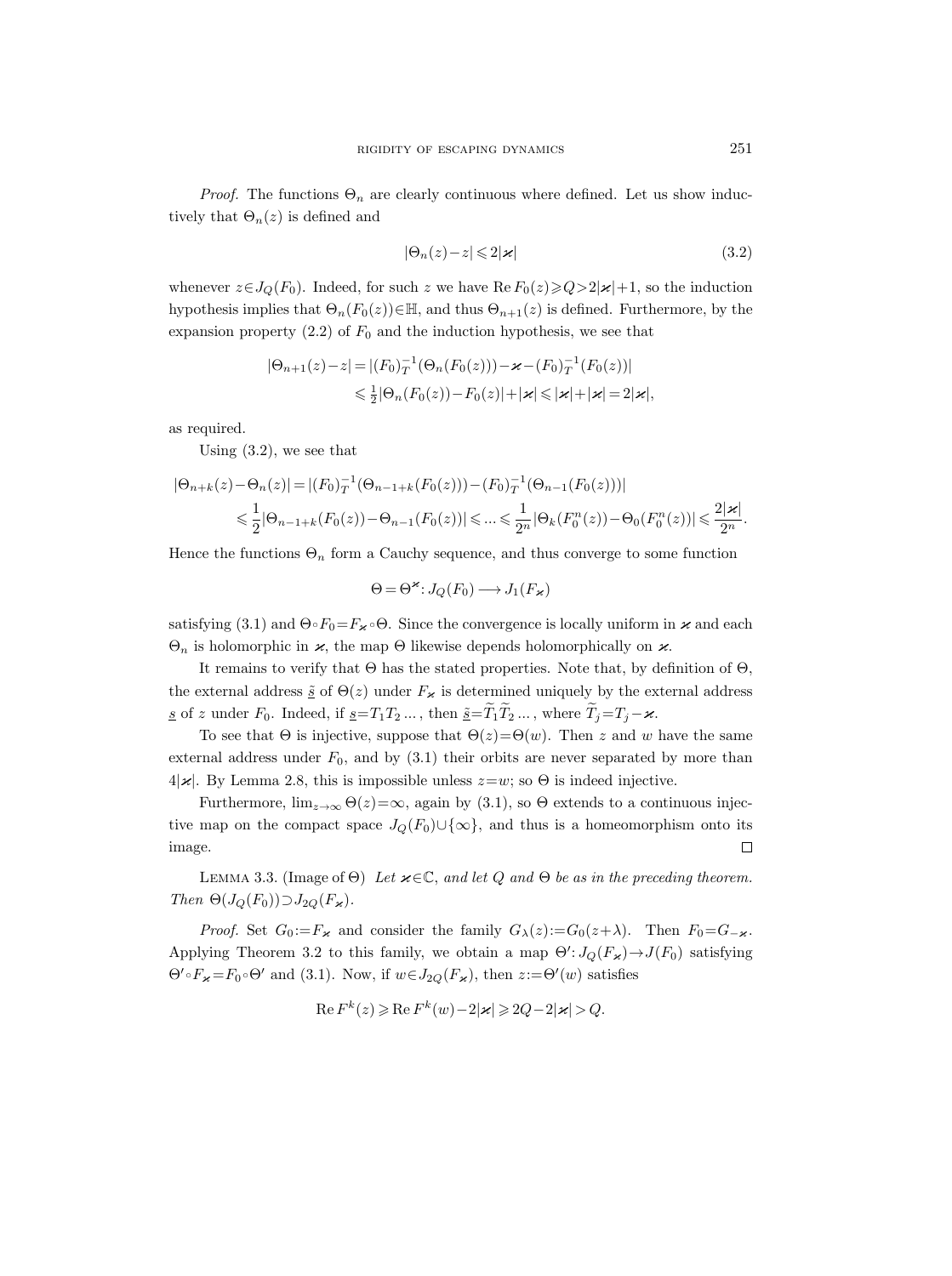*Proof.* The functions $\Theta_n$ are clearly continuous where defined. Let us show inductively that $\Theta_n(z)$ is defined and

$$|\Theta_n(z)-z| \leqslant 2|\varkappa| \tag{3.2}$$

whenever $z\in J_Q(F_0)$. Indeed, for such $z$ we have $\operatorname{Re} F_0(z)\geqslant Q>2|\varkappa|+1$, so the induction hypothesis implies that $\Theta_n(F_0(z))\in\mathbb{H}$, and thus $\Theta_{n+1}(z)$ is defined. Furthermore, by the expansion property (2.2) of $F_0$ and the induction hypothesis, we see that

$$\begin{aligned}|\Theta_{n+1}(z)-z| &= |(F_0)_T^{-1}(\Theta_n(F_0(z)))-\varkappa-(F_0)_T^{-1}(F_0(z))|\\ &\leqslant \tfrac{1}{2}|\Theta_n(F_0(z))-F_0(z)|+|\varkappa| \leqslant |\varkappa|+|\varkappa| = 2|\varkappa|,\end{aligned}$$

as required.

Using (3.2), we see that

$$\begin{aligned}|\Theta_{n+k}(z)-\Theta_n(z)| &= |(F_0)_T^{-1}(\Theta_{n-1+k}(F_0(z)))-(F_0)_T^{-1}(\Theta_{n-1}(F_0(z)))|\\ &\leqslant \frac{1}{2}|\Theta_{n-1+k}(F_0(z))-\Theta_{n-1}(F_0(z))| \leqslant ... \leqslant \frac{1}{2^n}|\Theta_k(F_0^n(z))-\Theta_0(F_0^n(z))| \leqslant \frac{2|\varkappa|}{2^n}.\end{aligned}$$

Hence the functions $\Theta_n$ form a Cauchy sequence, and thus converge to some function

$$\Theta=\Theta^{\varkappa}\colon J_Q(F_0)\longrightarrow J_1(F_\varkappa)$$

satisfying (3.1) and $\Theta\circ F_0=F_\varkappa\circ\Theta$. Since the convergence is locally uniform in $\varkappa$ and each $\Theta_n$ is holomorphic in $\varkappa$, the map $\Theta$ likewise depends holomorphically on $\varkappa$.

It remains to verify that $\Theta$ has the stated properties. Note that, by definition of $\Theta$, the external address $\underline{\tilde{s}}$ of $\Theta(z)$ under $F_\varkappa$ is determined uniquely by the external address $\underline{s}$ of $z$ under $F_0$. Indeed, if $\underline{s}=T_1T_2\ldots$, then $\underline{\tilde{s}}=\widetilde{T}_1\widetilde{T}_2\ldots$, where $\widetilde{T}_j=T_j-\varkappa$.

To see that $\Theta$ is injective, suppose that $\Theta(z)=\Theta(w)$. Then $z$ and $w$ have the same external address under $F_0$, and by (3.1) their orbits are never separated by more than $4|\varkappa|$. By Lemma 2.8, this is impossible unless $z=w$; so $\Theta$ is indeed injective.

Furthermore, $\lim_{z\to\infty}\Theta(z)=\infty$, again by (3.1), so $\Theta$ extends to a continuous injective map on the compact space $J_Q(F_0)\cup\{\infty\}$, and thus is a homeomorphism onto its image. $\square$

Lemma 3.3. (Image of $\Theta$) *Let $\varkappa\in\mathbb{C}$, and let $Q$ and $\Theta$ be as in the preceding theorem. Then $\Theta(J_Q(F_0))\supset J_{2Q}(F_\varkappa)$.*

*Proof.* Set $G_0:=F_\varkappa$ and consider the family $G_\lambda(z):=G_0(z+\lambda)$. Then $F_0=G_{-\varkappa}$. Applying Theorem 3.2 to this family, we obtain a map $\Theta'\colon J_Q(F_\varkappa)\to J(F_0)$ satisfying $\Theta'\circ F_\varkappa=F_0\circ\Theta'$ and (3.1). Now, if $w\in J_{2Q}(F_\varkappa)$, then $z:=\Theta'(w)$ satisfies

$$\operatorname{Re} F^k(z)\geqslant \operatorname{Re} F^k(w)-2|\varkappa|\geqslant 2Q-2|\varkappa|>Q.$$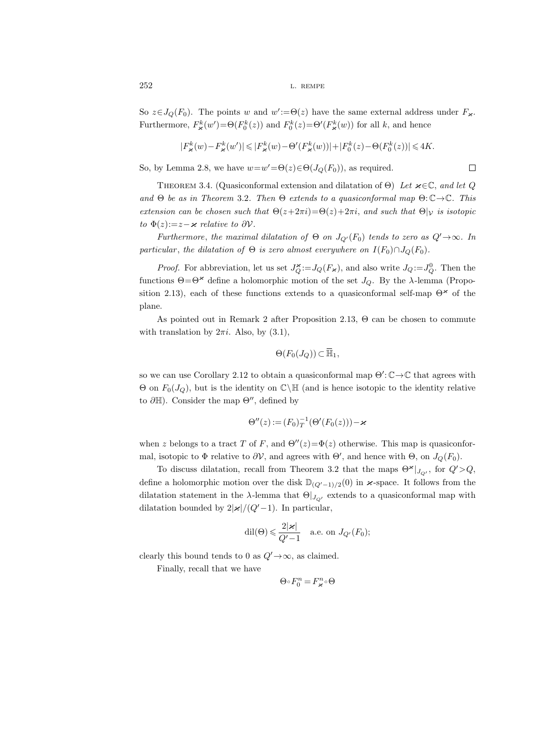So $z \in J_Q(F_0)$. The points $w$ and $w' := \Theta(z)$ have the same external address under $F_\varkappa$. Furthermore, $F_\varkappa^k(w') = \Theta(F_0^k(z))$ and $F_0^k(z) = \Theta'(F_\varkappa^k(w))$ for all $k$, and hence

$$|F_\varkappa^k(w) - F_\varkappa^k(w')| \leqslant |F_\varkappa^k(w) - \Theta'(F_\varkappa^k(w))| + |F_0^k(z) - \Theta(F_0^k(z))| \leqslant 4K.$$

So, by Lemma 2.8, we have $w = w' = \Theta(z) \in \Theta(J_Q(F_0))$, as required. $\square$

THEOREM 3.4. (Quasiconformal extension and dilatation of $\Theta$) *Let $\varkappa \in \mathbb{C}$, and let $Q$ and $\Theta$ be as in Theorem 3.2. Then $\Theta$ extends to a quasiconformal map $\Theta: \mathbb{C} \to \mathbb{C}$. This extension can be chosen such that $\Theta(z + 2\pi i) = \Theta(z) + 2\pi i$, and such that $\Theta|_{\mathcal{V}}$ is isotopic to $\Phi(z) := z - \varkappa$ relative to $\partial \mathcal{V}$.*

*Furthermore, the maximal dilatation of $\Theta$ on $J_{Q'}(F_0)$ tends to zero as $Q' \to \infty$. In particular, the dilatation of $\Theta$ is zero almost everywhere on $I(F_0) \cap J_Q(F_0)$.*

*Proof.* For abbreviation, let us set $J_Q^\varkappa := J_Q(F_\varkappa)$, and also write $J_Q := J_Q^0$. Then the functions $\Theta = \Theta^\varkappa$ define a holomorphic motion of the set $J_Q$. By the $\lambda$-lemma (Proposition 2.13), each of these functions extends to a quasiconformal self-map $\Theta^\varkappa$ of the plane.

As pointed out in Remark 2 after Proposition 2.13, $\Theta$ can be chosen to commute with translation by $2\pi i$. Also, by (3.1),

$$\Theta(F_0(J_Q)) \subset \overline{\mathbb{H}}_1,$$

so we can use Corollary 2.12 to obtain a quasiconformal map $\Theta': \mathbb{C} \to \mathbb{C}$ that agrees with $\Theta$ on $F_0(J_Q)$, but is the identity on $\mathbb{C} \setminus \mathbb{H}$ (and is hence isotopic to the identity relative to $\partial \mathbb{H}$). Consider the map $\Theta''$, defined by

$$\Theta''(z) := (F_0)_T^{-1}(\Theta'(F_0(z))) - \varkappa$$

when $z$ belongs to a tract $T$ of $F$, and $\Theta''(z) = \Phi(z)$ otherwise. This map is quasiconformal, isotopic to $\Phi$ relative to $\partial \mathcal{V}$, and agrees with $\Theta'$, and hence with $\Theta$, on $J_Q(F_0)$.

To discuss dilatation, recall from Theorem 3.2 that the maps $\Theta^\varkappa|_{J_{Q'}}$, for $Q' > Q$, define a holomorphic motion over the disk $\mathbb{D}_{(Q'-1)/2}(0)$ in $\varkappa$-space. It follows from the dilatation statement in the $\lambda$-lemma that $\Theta|_{J_{Q'}}$ extends to a quasiconformal map with dilatation bounded by $2|\varkappa|/(Q'-1)$. In particular,

$$\operatorname{dil}(\Theta) \leqslant \frac{2|\varkappa|}{Q'-1} \quad \text{a.e. on } J_{Q'}(F_0);$$

clearly this bound tends to 0 as $Q' \to \infty$, as claimed.

Finally, recall that we have

$$\Theta \circ F_0^n = F_\varkappa^n \circ \Theta$$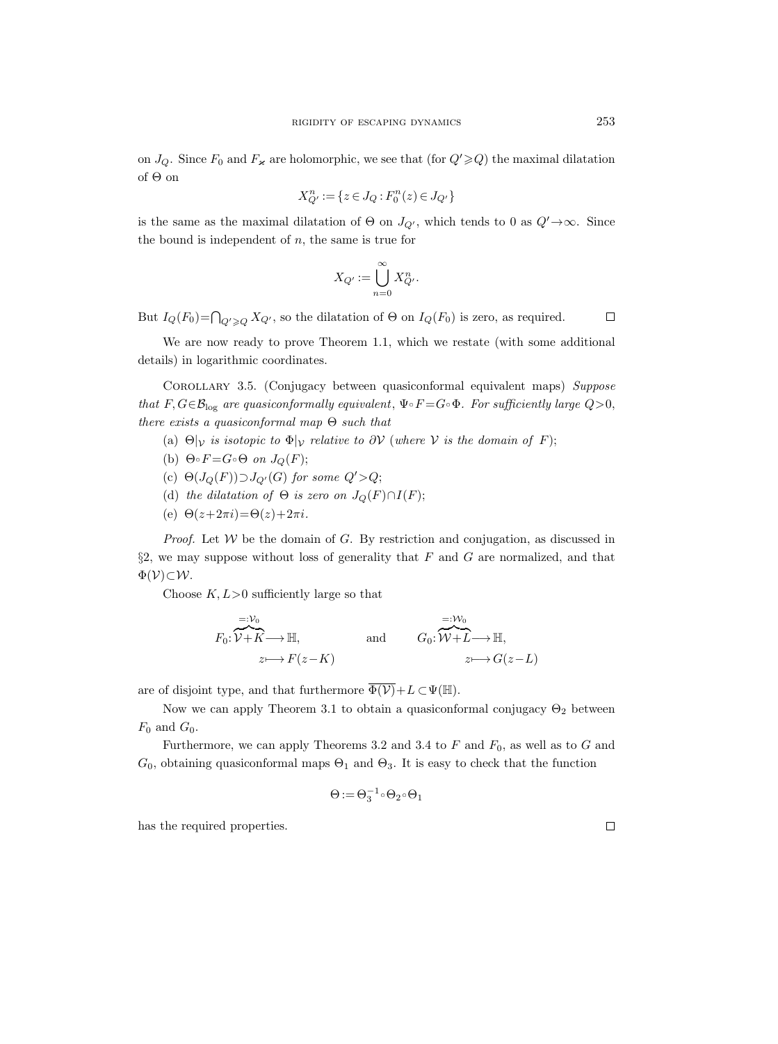on $J_Q$. Since $F_0$ and $F_\varkappa$ are holomorphic, we see that (for $Q' \geqslant Q$) the maximal dilatation of $\Theta$ on

$$X_{Q'}^n := \{z \in J_Q : F_0^n(z) \in J_{Q'}\}$$

is the same as the maximal dilatation of $\Theta$ on $J_{Q'}$, which tends to 0 as $Q' \to \infty$. Since the bound is independent of $n$, the same is true for

$$X_{Q'} := \bigcup_{n=0}^{\infty} X_{Q'}^n.$$

But $I_Q(F_0) = \bigcap_{Q' \geqslant Q} X_{Q'}$, so the dilatation of $\Theta$ on $I_Q(F_0)$ is zero, as required. $\square$

We are now ready to prove Theorem 1.1, which we restate (with some additional details) in logarithmic coordinates.

Corollary 3.5. (Conjugacy between quasiconformal equivalent maps) *Suppose that $F, G \in \mathcal{B}_{\log}$ are quasiconformally equivalent, $\Psi \circ F = G \circ \Phi$. For sufficiently large $Q > 0$, there exists a quasiconformal map $\Theta$ such that*

(a) *$\Theta|_{\mathcal{V}}$ is isotopic to $\Phi|_{\mathcal{V}}$ relative to $\partial \mathcal{V}$ (where $\mathcal{V}$ is the domain of $F$);*

(b) *$\Theta \circ F = G \circ \Theta$ on $J_Q(F)$;*

(c) *$\Theta(J_Q(F)) \supset J_{Q'}(G)$ for some $Q' > Q$;*

(d) *the dilatation of $\Theta$ is zero on $J_Q(F) \cap I(F)$;*

(e) *$\Theta(z + 2\pi i) = \Theta(z) + 2\pi i$.*

*Proof.* Let $\mathcal{W}$ be the domain of $G$. By restriction and conjugation, as discussed in §2, we may suppose without loss of generality that $F$ and $G$ are normalized, and that $\Phi(\mathcal{V}) \subset \mathcal{W}$.

Choose $K, L > 0$ sufficiently large so that

$$F_0 \colon \overbrace{\mathcal{V} + K}^{=: \mathcal{V}_0} \longrightarrow \mathbb{H}, \quad z \longmapsto F(z - K) \qquad \text{and} \qquad G_0 \colon \overbrace{\mathcal{W} + L}^{=: \mathcal{W}_0} \longrightarrow \mathbb{H}, \quad z \longmapsto G(z - L)$$

are of disjoint type, and that furthermore $\overline{\Phi(\mathcal{V})} + L \subset \Psi(\mathbb{H})$.

Now we can apply Theorem 3.1 to obtain a quasiconformal conjugacy $\Theta_2$ between $F_0$ and $G_0$.

Furthermore, we can apply Theorems 3.2 and 3.4 to $F$ and $F_0$, as well as to $G$ and $G_0$, obtaining quasiconformal maps $\Theta_1$ and $\Theta_3$. It is easy to check that the function

$$\Theta := \Theta_3^{-1} \circ \Theta_2 \circ \Theta_1$$

has the required properties. $\square$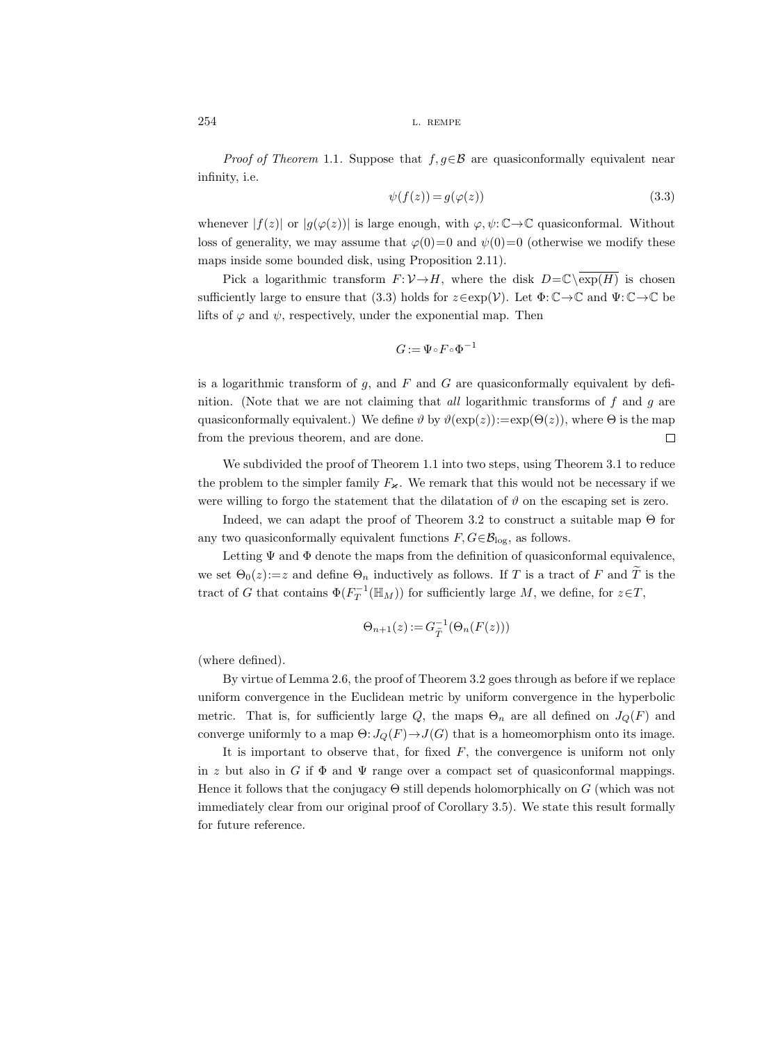*Proof of Theorem* 1.1. Suppose that $f, g \in \mathcal{B}$ are quasiconformally equivalent near infinity, i.e.

$$\psi(f(z)) = g(\varphi(z)) \tag{3.3}$$

whenever $|f(z)|$ or $|g(\varphi(z))|$ is large enough, with $\varphi, \psi\colon \mathbb{C} \to \mathbb{C}$ quasiconformal. Without loss of generality, we may assume that $\varphi(0)=0$ and $\psi(0)=0$ (otherwise we modify these maps inside some bounded disk, using Proposition 2.11).

Pick a logarithmic transform $F\colon \mathcal{V} \to H$, where the disk $D = \mathbb{C} \setminus \overline{\exp(H)}$ is chosen sufficiently large to ensure that (3.3) holds for $z \in \exp(\mathcal{V})$. Let $\Phi\colon \mathbb{C} \to \mathbb{C}$ and $\Psi\colon \mathbb{C} \to \mathbb{C}$ be lifts of $\varphi$ and $\psi$, respectively, under the exponential map. Then

$$G := \Psi \circ F \circ \Phi^{-1}$$

is a logarithmic transform of $g$, and $F$ and $G$ are quasiconformally equivalent by definition. (Note that we are not claiming that *all* logarithmic transforms of $f$ and $g$ are quasiconformally equivalent.) We define $\vartheta$ by $\vartheta(\exp(z)) := \exp(\Theta(z))$, where $\Theta$ is the map from the previous theorem, and are done. $\square$

We subdivided the proof of Theorem 1.1 into two steps, using Theorem 3.1 to reduce the problem to the simpler family $F_\varkappa$. We remark that this would not be necessary if we were willing to forgo the statement that the dilatation of $\vartheta$ on the escaping set is zero.

Indeed, we can adapt the proof of Theorem 3.2 to construct a suitable map $\Theta$ for any two quasiconformally equivalent functions $F, G \in \mathcal{B}_{\log}$, as follows.

Letting $\Psi$ and $\Phi$ denote the maps from the definition of quasiconformal equivalence, we set $\Theta_0(z) := z$ and define $\Theta_n$ inductively as follows. If $T$ is a tract of $F$ and $\widetilde{T}$ is the tract of $G$ that contains $\Phi(F_T^{-1}(\mathbb{H}_M))$ for sufficiently large $M$, we define, for $z \in T$,

$$\Theta_{n+1}(z) := G_{\widetilde{T}}^{-1}(\Theta_n(F(z)))$$

(where defined).

By virtue of Lemma 2.6, the proof of Theorem 3.2 goes through as before if we replace uniform convergence in the Euclidean metric by uniform convergence in the hyperbolic metric. That is, for sufficiently large $Q$, the maps $\Theta_n$ are all defined on $J_Q(F)$ and converge uniformly to a map $\Theta\colon J_Q(F) \to J(G)$ that is a homeomorphism onto its image.

It is important to observe that, for fixed $F$, the convergence is uniform not only in $z$ but also in $G$ if $\Phi$ and $\Psi$ range over a compact set of quasiconformal mappings. Hence it follows that the conjugacy $\Theta$ still depends holomorphically on $G$ (which was not immediately clear from our original proof of Corollary 3.5). We state this result formally for future reference.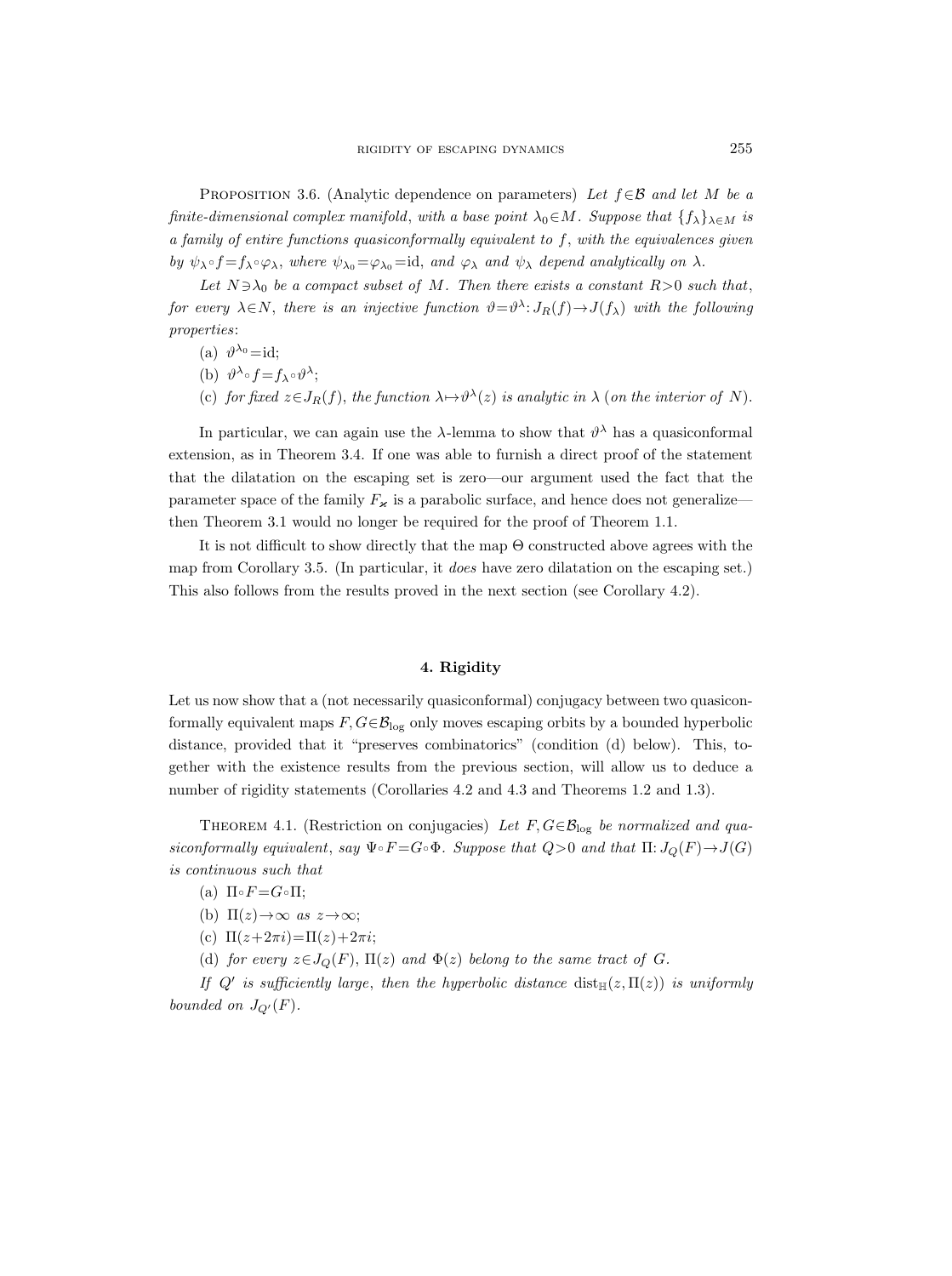Proposition 3.6. (Analytic dependence on parameters) *Let $f \in \mathcal{B}$ and let $M$ be a finite-dimensional complex manifold, with a base point $\lambda_0 \in M$. Suppose that $\{f_\lambda\}_{\lambda \in M}$ is a family of entire functions quasiconformally equivalent to $f$, with the equivalences given by $\psi_\lambda \circ f = f_\lambda \circ \varphi_\lambda$, where $\psi_{\lambda_0} = \varphi_{\lambda_0} = \mathrm{id}$, and $\varphi_\lambda$ and $\psi_\lambda$ depend analytically on $\lambda$.*

*Let $N \ni \lambda_0$ be a compact subset of $M$. Then there exists a constant $R>0$ such that, for every $\lambda \in N$, there is an injective function $\vartheta = \vartheta^\lambda : J_R(f) \to J(f_\lambda)$ with the following properties*:

(a) $\vartheta^{\lambda_0} = \mathrm{id}$;

(b) $\vartheta^\lambda \circ f = f_\lambda \circ \vartheta^\lambda$;

(c) *for fixed $z \in J_R(f)$, the function $\lambda \mapsto \vartheta^\lambda(z)$ is analytic in $\lambda$ (on the interior of $N$).*

In particular, we can again use the $\lambda$-lemma to show that $\vartheta^\lambda$ has a quasiconformal extension, as in Theorem 3.4. If one was able to furnish a direct proof of the statement that the dilatation on the escaping set is zero—our argument used the fact that the parameter space of the family $F_\varkappa$ is a parabolic surface, and hence does not generalize—then Theorem 3.1 would no longer be required for the proof of Theorem 1.1.

It is not difficult to show directly that the map $\Theta$ constructed above agrees with the map from Corollary 3.5. (In particular, it *does* have zero dilatation on the escaping set.) This also follows from the results proved in the next section (see Corollary 4.2).

## 4. Rigidity

Let us now show that a (not necessarily quasiconformal) conjugacy between two quasiconformally equivalent maps $F, G \in \mathcal{B}_{\log}$ only moves escaping orbits by a bounded hyperbolic distance, provided that it "preserves combinatorics" (condition (d) below). This, together with the existence results from the previous section, will allow us to deduce a number of rigidity statements (Corollaries 4.2 and 4.3 and Theorems 1.2 and 1.3).

Theorem 4.1. (Restriction on conjugacies) *Let $F, G \in \mathcal{B}_{\log}$ be normalized and quasiconformally equivalent, say $\Psi \circ F = G \circ \Phi$. Suppose that $Q>0$ and that $\Pi: J_Q(F) \to J(G)$ is continuous such that*

(a) $\Pi \circ F = G \circ \Pi$;

(b) $\Pi(z) \to \infty$ *as* $z \to \infty$;

(c) $\Pi(z + 2\pi i) = \Pi(z) + 2\pi i$;

(d) *for every $z \in J_Q(F)$, $\Pi(z)$ and $\Phi(z)$ belong to the same tract of $G$.*

*If $Q'$ is sufficiently large, then the hyperbolic distance $\mathrm{dist}_{\mathbb{H}}(z, \Pi(z))$ is uniformly bounded on $J_{Q'}(F)$.*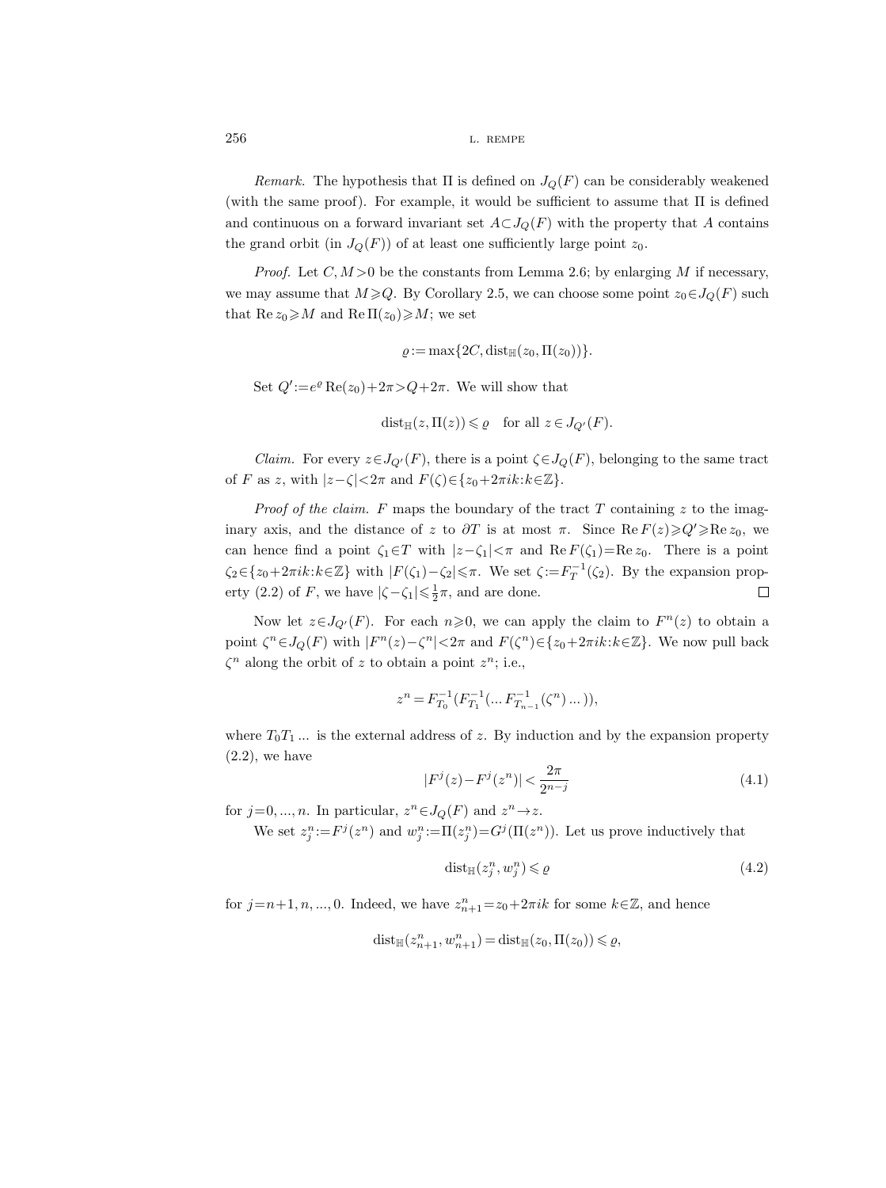*Remark.* The hypothesis that $\Pi$ is defined on $J_Q(F)$ can be considerably weakened (with the same proof). For example, it would be sufficient to assume that $\Pi$ is defined and continuous on a forward invariant set $A \subset J_Q(F)$ with the property that $A$ contains the grand orbit (in $J_Q(F)$) of at least one sufficiently large point $z_0$.

*Proof.* Let $C, M > 0$ be the constants from Lemma 2.6; by enlarging $M$ if necessary, we may assume that $M \geqslant Q$. By Corollary 2.5, we can choose some point $z_0 \in J_Q(F)$ such that $\operatorname{Re} z_0 \geqslant M$ and $\operatorname{Re} \Pi(z_0) \geqslant M$; we set

$$\varrho := \max\{2C, \operatorname{dist}_{\mathbb{H}}(z_0, \Pi(z_0))\}.$$

Set $Q' := e^{\varrho} \operatorname{Re}(z_0) + 2\pi > Q + 2\pi$. We will show that

$$\operatorname{dist}_{\mathbb{H}}(z, \Pi(z)) \leqslant \varrho \quad \text{for all } z \in J_{Q'}(F).$$

*Claim.* For every $z \in J_{Q'}(F)$, there is a point $\zeta \in J_Q(F)$, belonging to the same tract of $F$ as $z$, with $|z - \zeta| < 2\pi$ and $F(\zeta) \in \{z_0 + 2\pi i k : k \in \mathbb{Z}\}$.

*Proof of the claim.* $F$ maps the boundary of the tract $T$ containing $z$ to the imaginary axis, and the distance of $z$ to $\partial T$ is at most $\pi$. Since $\operatorname{Re} F(z) \geqslant Q' \geqslant \operatorname{Re} z_0$, we can hence find a point $\zeta_1 \in T$ with $|z - \zeta_1| < \pi$ and $\operatorname{Re} F(\zeta_1) = \operatorname{Re} z_0$. There is a point $\zeta_2 \in \{z_0 + 2\pi i k : k \in \mathbb{Z}\}$ with $|F(\zeta_1) - \zeta_2| \leqslant \pi$. We set $\zeta := F_T^{-1}(\zeta_2)$. By the expansion property (2.2) of $F$, we have $|\zeta - \zeta_1| \leqslant \frac{1}{2}\pi$, and are done. $\square$

Now let $z \in J_{Q'}(F)$. For each $n \geqslant 0$, we can apply the claim to $F^n(z)$ to obtain a point $\zeta^n \in J_Q(F)$ with $|F^n(z) - \zeta^n| < 2\pi$ and $F(\zeta^n) \in \{z_0 + 2\pi i k : k \in \mathbb{Z}\}$. We now pull back $\zeta^n$ along the orbit of $z$ to obtain a point $z^n$; i.e.,

$$z^n = F_{T_0}^{-1}(F_{T_1}^{-1}(\dots F_{T_{n-1}}^{-1}(\zeta^n) \dots)),$$

where $T_0 T_1 \dots$ is the external address of $z$. By induction and by the expansion property (2.2), we have

$$|F^j(z) - F^j(z^n)| < \frac{2\pi}{2^{n-j}} \tag{4.1}$$

for $j = 0, \dots, n$. In particular, $z^n \in J_Q(F)$ and $z^n \to z$.

We set $z_j^n := F^j(z^n)$ and $w_j^n := \Pi(z_j^n) = G^j(\Pi(z^n))$. Let us prove inductively that

$$\operatorname{dist}_{\mathbb{H}}(z_j^n, w_j^n) \leqslant \varrho \tag{4.2}$$

for $j = n+1, n, \dots, 0$. Indeed, we have $z_{n+1}^n = z_0 + 2\pi i k$ for some $k \in \mathbb{Z}$, and hence

$$\operatorname{dist}_{\mathbb{H}}(z_{n+1}^n, w_{n+1}^n) = \operatorname{dist}_{\mathbb{H}}(z_0, \Pi(z_0)) \leqslant \varrho,$$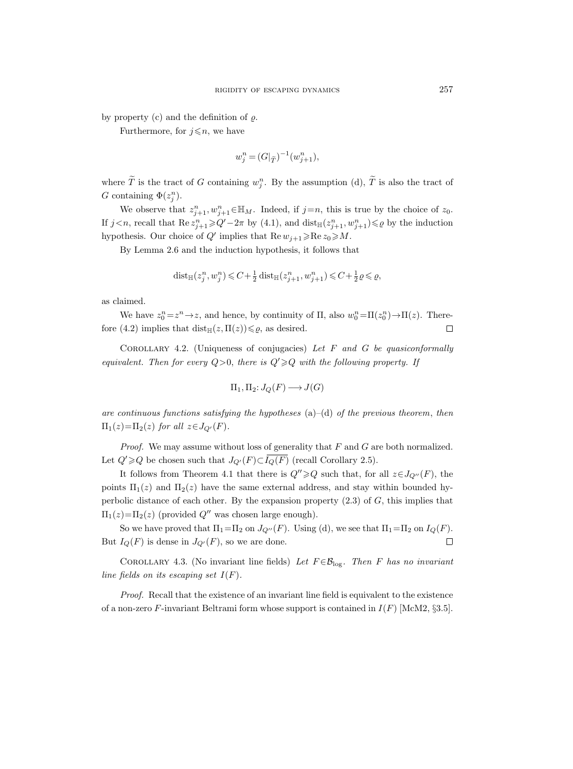by property (c) and the definition of $\varrho$.

Furthermore, for $j\leqslant n$, we have

$$w_j^n = (G|_{\widetilde{T}})^{-1}(w_{j+1}^n),$$

where $\widetilde{T}$ is the tract of $G$ containing $w_j^n$. By the assumption (d), $\widetilde{T}$ is also the tract of $G$ containing $\Phi(z_j^n)$.

We observe that $z_{j+1}^n, w_{j+1}^n \in \mathbb{H}_M$. Indeed, if $j=n$, this is true by the choice of $z_0$. If $j<n$, recall that $\operatorname{Re} z_{j+1}^n \geqslant Q'-2\pi$ by (4.1), and $\operatorname{dist}_{\mathbb{H}}(z_{j+1}^n, w_{j+1}^n)\leqslant\varrho$ by the induction hypothesis. Our choice of $Q'$ implies that $\operatorname{Re} w_{j+1} \geqslant \operatorname{Re} z_0 \geqslant M$.

By Lemma 2.6 and the induction hypothesis, it follows that

$$\operatorname{dist}_{\mathbb{H}}(z_j^n, w_j^n) \leqslant C + \tfrac{1}{2}\operatorname{dist}_{\mathbb{H}}(z_{j+1}^n, w_{j+1}^n) \leqslant C + \tfrac{1}{2}\varrho \leqslant \varrho,$$

as claimed.

We have $z_0^n = z^n \to z$, and hence, by continuity of $\Pi$, also $w_0^n = \Pi(z_0^n) \to \Pi(z)$. Therefore (4.2) implies that $\operatorname{dist}_{\mathbb{H}}(z, \Pi(z)) \leqslant \varrho$, as desired. □

Corollary 4.2. (Uniqueness of conjugacies) *Let $F$ and $G$ be quasiconformally equivalent. Then for every $Q>0$, there is $Q'\geqslant Q$ with the following property. If*

$$\Pi_1, \Pi_2 \colon J_Q(F) \longrightarrow J(G)$$

*are continuous functions satisfying the hypotheses* (a)–(d) *of the previous theorem, then $\Pi_1(z)=\Pi_2(z)$ for all $z\in J_{Q'}(F)$.*

*Proof.* We may assume without loss of generality that $F$ and $G$ are both normalized. Let $Q'\geqslant Q$ be chosen such that $J_{Q'}(F) \subset \overline{I_Q(F)}$ (recall Corollary 2.5).

It follows from Theorem 4.1 that there is $Q''\geqslant Q$ such that, for all $z\in J_{Q''}(F)$, the points $\Pi_1(z)$ and $\Pi_2(z)$ have the same external address, and stay within bounded hyperbolic distance of each other. By the expansion property (2.3) of $G$, this implies that $\Pi_1(z)=\Pi_2(z)$ (provided $Q''$ was chosen large enough).

So we have proved that $\Pi_1=\Pi_2$ on $J_{Q''}(F)$. Using (d), we see that $\Pi_1=\Pi_2$ on $I_Q(F)$. But $I_Q(F)$ is dense in $J_{Q'}(F)$, so we are done. □

Corollary 4.3. (No invariant line fields) *Let $F\in\mathcal{B}_{\log}$. Then $F$ has no invariant line fields on its escaping set $I(F)$.*

*Proof.* Recall that the existence of an invariant line field is equivalent to the existence of a non-zero $F$-invariant Beltrami form whose support is contained in $I(F)$ [McM2, §3.5].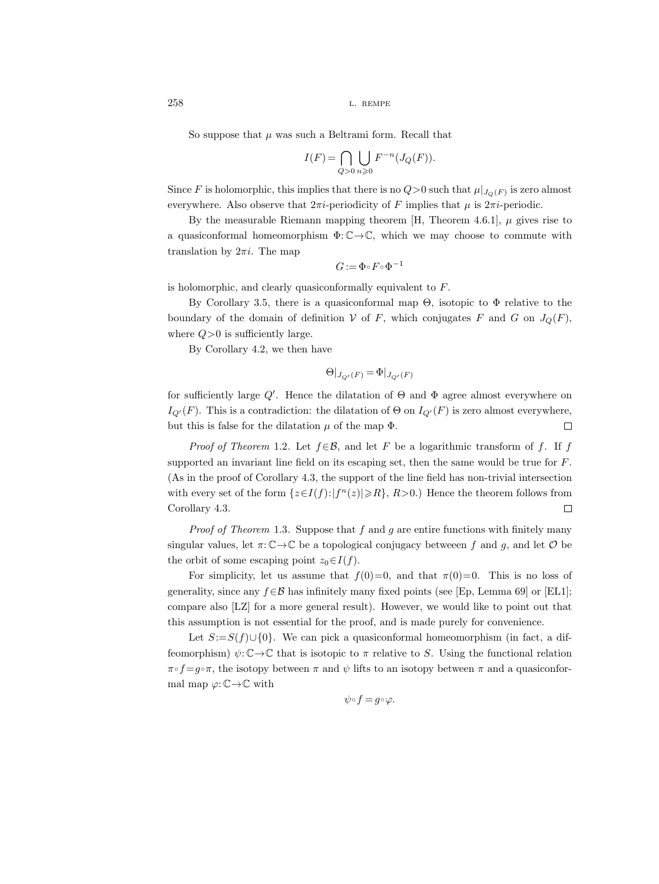So suppose that $\mu$ was such a Beltrami form. Recall that

$$I(F)=\bigcap_{Q>0}\bigcup_{n\geqslant 0}F^{-n}(J_Q(F)).$$

Since $F$ is holomorphic, this implies that there is no $Q>0$ such that $\mu|_{J_Q(F)}$ is zero almost everywhere. Also observe that $2\pi i$-periodicity of $F$ implies that $\mu$ is $2\pi i$-periodic.

By the measurable Riemann mapping theorem [H, Theorem 4.6.1], $\mu$ gives rise to a quasiconformal homeomorphism $\Phi:\mathbb{C}\to\mathbb{C}$, which we may choose to commute with translation by $2\pi i$. The map

$$G:=\Phi\circ F\circ\Phi^{-1}$$

is holomorphic, and clearly quasiconformally equivalent to $F$.

By Corollary 3.5, there is a quasiconformal map $\Theta$, isotopic to $\Phi$ relative to the boundary of the domain of definition $\mathcal{V}$ of $F$, which conjugates $F$ and $G$ on $J_Q(F)$, where $Q>0$ is sufficiently large.

By Corollary 4.2, we then have

$$\Theta|_{J_{Q'}(F)}=\Phi|_{J_{Q'}(F)}$$

for sufficiently large $Q'$. Hence the dilatation of $\Theta$ and $\Phi$ agree almost everywhere on $I_{Q'}(F)$. This is a contradiction: the dilatation of $\Theta$ on $I_{Q'}(F)$ is zero almost everywhere, but this is false for the dilatation $\mu$ of the map $\Phi$. □

*Proof of Theorem* 1.2. Let $f\in\mathcal{B}$, and let $F$ be a logarithmic transform of $f$. If $f$ supported an invariant line field on its escaping set, then the same would be true for $F$. (As in the proof of Corollary 4.3, the support of the line field has non-trivial intersection with every set of the form $\{z\in I(f):|f^n(z)|\geqslant R\}$, $R>0$.) Hence the theorem follows from Corollary 4.3. □

*Proof of Theorem* 1.3. Suppose that $f$ and $g$ are entire functions with finitely many singular values, let $\pi:\mathbb{C}\to\mathbb{C}$ be a topological conjugacy betweeen $f$ and $g$, and let $\mathcal{O}$ be the orbit of some escaping point $z_0\in I(f)$.

For simplicity, let us assume that $f(0)=0$, and that $\pi(0)=0$. This is no loss of generality, since any $f\in\mathcal{B}$ has infinitely many fixed points (see [Ep, Lemma 69] or [EL1]; compare also [LZ] for a more general result). However, we would like to point out that this assumption is not essential for the proof, and is made purely for convenience.

Let $S:=S(f)\cup\{0\}$. We can pick a quasiconformal homeomorphism (in fact, a diffeomorphism) $\psi:\mathbb{C}\to\mathbb{C}$ that is isotopic to $\pi$ relative to $S$. Using the functional relation $\pi\circ f=g\circ\pi$, the isotopy between $\pi$ and $\psi$ lifts to an isotopy between $\pi$ and a quasiconformal map $\varphi:\mathbb{C}\to\mathbb{C}$ with

$$\psi\circ f=g\circ\varphi.$$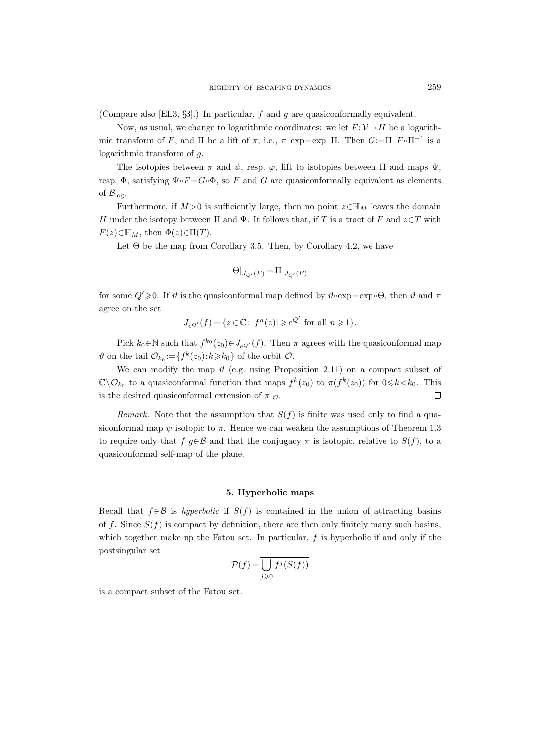(Compare also [EL3, §3].) In particular, $f$ and $g$ are quasiconformally equivalent.

Now, as usual, we change to logarithmic coordinates: we let $F\colon \mathcal{V}\to H$ be a logarithmic transform of $F$, and $\Pi$ be a lift of $\pi$; i.e., $\pi\circ\exp=\exp\circ\Pi$. Then $G:=\Pi\circ F\circ\Pi^{-1}$ is a logarithmic transform of $g$.

The isotopies between $\pi$ and $\psi$, resp. $\varphi$, lift to isotopies between $\Pi$ and maps $\Psi$, resp. $\Phi$, satisfying $\Psi\circ F=G\circ\Phi$, so $F$ and $G$ are quasiconformally equivalent as elements of $\mathcal{B}_{\log}$.

Furthermore, if $M>0$ is sufficiently large, then no point $z\in\mathbb{H}_M$ leaves the domain $H$ under the isotopy between $\Pi$ and $\Psi$. It follows that, if $T$ is a tract of $F$ and $z\in T$ with $F(z)\in\mathbb{H}_M$, then $\Phi(z)\in\Pi(T)$.

Let $\Theta$ be the map from Corollary 3.5. Then, by Corollary 4.2, we have

$$\Theta|_{J_{Q'}(F)}=\Pi|_{J_{Q'}(F)}$$

for some $Q'\geqslant 0$. If $\vartheta$ is the quasiconformal map defined by $\vartheta\circ\exp=\exp\circ\Theta$, then $\vartheta$ and $\pi$ agree on the set

$$J_{e^{Q'}}(f)=\{z\in\mathbb{C}:|f^n(z)|\geqslant e^{Q'} \text{ for all } n\geqslant 1\}.$$

Pick $k_0\in\mathbb{N}$ such that $f^{k_0}(z_0)\in J_{e^{Q'}}(f)$. Then $\pi$ agrees with the quasiconformal map $\vartheta$ on the tail $\mathcal{O}_{k_0}:=\{f^k(z_0):k\geqslant k_0\}$ of the orbit $\mathcal{O}$.

We can modify the map $\vartheta$ (e.g. using Proposition 2.11) on a compact subset of $\mathbb{C}\setminus\mathcal{O}_{k_0}$ to a quasiconformal function that maps $f^k(z_0)$ to $\pi(f^k(z_0))$ for $0\leqslant k<k_0$. This is the desired quasiconformal extension of $\pi|_{\mathcal{O}}$. □

*Remark.* Note that the assumption that $S(f)$ is finite was used only to find a quasiconformal map $\psi$ isotopic to $\pi$. Hence we can weaken the assumptions of Theorem 1.3 to require only that $f,g\in\mathcal{B}$ and that the conjugacy $\pi$ is isotopic, relative to $S(f)$, to a quasiconformal self-map of the plane.

## 5. Hyperbolic maps

Recall that $f\in\mathcal{B}$ is *hyperbolic* if $S(f)$ is contained in the union of attracting basins of $f$. Since $S(f)$ is compact by definition, there are then only finitely many such basins, which together make up the Fatou set. In particular, $f$ is hyperbolic if and only if the postsingular set

$$\mathcal{P}(f)=\overline{\bigcup_{j\geqslant 0} f^j(S(f))}$$

is a compact subset of the Fatou set.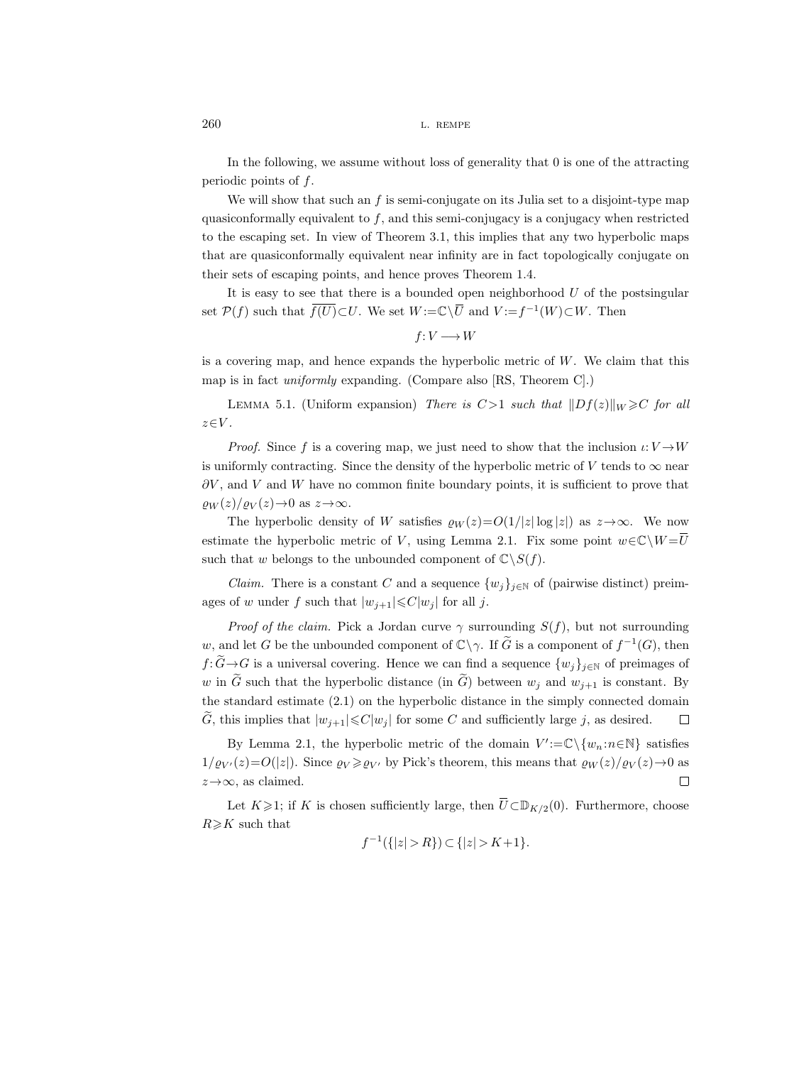In the following, we assume without loss of generality that 0 is one of the attracting periodic points of $f$.

We will show that such an $f$ is semi-conjugate on its Julia set to a disjoint-type map quasiconformally equivalent to $f$, and this semi-conjugacy is a conjugacy when restricted to the escaping set. In view of Theorem 3.1, this implies that any two hyperbolic maps that are quasiconformally equivalent near infinity are in fact topologically conjugate on their sets of escaping points, and hence proves Theorem 1.4.

It is easy to see that there is a bounded open neighborhood $U$ of the postsingular set $\mathcal{P}(f)$ such that $\overline{f(U)}\subset U$. We set $W:=\mathbb{C}\setminus\overline{U}$ and $V:=f^{-1}(W)\subset W$. Then

$$f\colon V \longrightarrow W$$

is a covering map, and hence expands the hyperbolic metric of $W$. We claim that this map is in fact *uniformly* expanding. (Compare also [RS, Theorem C].)

Lemma 5.1. (Uniform expansion) *There is $C>1$ such that $\|Df(z)\|_W\geqslant C$ for all $z\in V$.*

*Proof.* Since $f$ is a covering map, we just need to show that the inclusion $\iota\colon V\to W$ is uniformly contracting. Since the density of the hyperbolic metric of $V$ tends to $\infty$ near $\partial V$, and $V$ and $W$ have no common finite boundary points, it is sufficient to prove that $\varrho_W(z)/\varrho_V(z)\to 0$ as $z\to\infty$.

The hyperbolic density of $W$ satisfies $\varrho_W(z)=O(1/|z|\log|z|)$ as $z\to\infty$. We now estimate the hyperbolic metric of $V$, using Lemma 2.1. Fix some point $w\in\mathbb{C}\setminus W=\overline{U}$ such that $w$ belongs to the unbounded component of $\mathbb{C}\setminus S(f)$.

*Claim.* There is a constant $C$ and a sequence $\{w_j\}_{j\in\mathbb{N}}$ of (pairwise distinct) preimages of $w$ under $f$ such that $|w_{j+1}|\leqslant C|w_j|$ for all $j$.

*Proof of the claim.* Pick a Jordan curve $\gamma$ surrounding $S(f)$, but not surrounding $w$, and let $G$ be the unbounded component of $\mathbb{C}\setminus\gamma$. If $\widetilde{G}$ is a component of $f^{-1}(G)$, then $f\colon\widetilde{G}\to G$ is a universal covering. Hence we can find a sequence $\{w_j\}_{j\in\mathbb{N}}$ of preimages of $w$ in $\widetilde{G}$ such that the hyperbolic distance (in $\widetilde{G}$) between $w_j$ and $w_{j+1}$ is constant. By the standard estimate (2.1) on the hyperbolic distance in the simply connected domain $\widetilde{G}$, this implies that $|w_{j+1}|\leqslant C|w_j|$ for some $C$ and sufficiently large $j$, as desired. $\square$

By Lemma 2.1, the hyperbolic metric of the domain $V':=\mathbb{C}\setminus\{w_n:n\in\mathbb{N}\}$ satisfies $1/\varrho_{V'}(z)=O(|z|)$. Since $\varrho_V\geqslant\varrho_{V'}$ by Pick's theorem, this means that $\varrho_W(z)/\varrho_V(z)\to 0$ as $z\to\infty$, as claimed. $\square$

Let $K\geqslant 1$; if $K$ is chosen sufficiently large, then $\overline{U}\subset\mathbb{D}_{K/2}(0)$. Furthermore, choose $R\geqslant K$ such that

$$f^{-1}(\{|z|>R\})\subset\{|z|>K+1\}.$$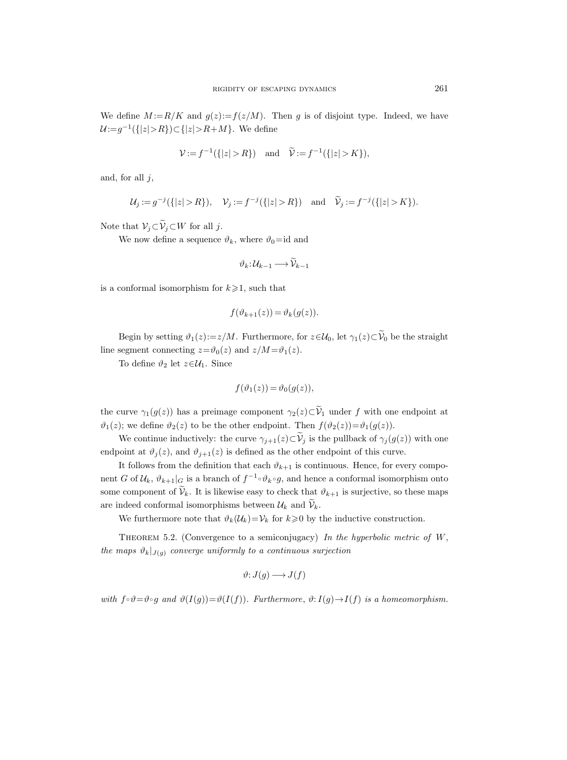We define $M:=R/K$ and $g(z):=f(z/M)$. Then $g$ is of disjoint type. Indeed, we have $\mathcal{U}:=g^{-1}(\{|z|>R\})\subset\{|z|>R+M\}$. We define

$$\mathcal{V}:=f^{-1}(\{|z|>R\}) \quad \text{and} \quad \widetilde{\mathcal{V}}:=f^{-1}(\{|z|>K\}),$$

and, for all $j$,

$$\mathcal{U}_j:=g^{-j}(\{|z|>R\}), \quad \mathcal{V}_j:=f^{-j}(\{|z|>R\}) \quad \text{and} \quad \widetilde{\mathcal{V}}_j:=f^{-j}(\{|z|>K\}).$$

Note that $\mathcal{V}_j\subset\widetilde{\mathcal{V}}_j\subset W$ for all $j$.

We now define a sequence $\vartheta_k$, where $\vartheta_0=\mathrm{id}$ and

$$\vartheta_k:\mathcal{U}_{k-1}\longrightarrow\widetilde{\mathcal{V}}_{k-1}$$

is a conformal isomorphism for $k\geqslant 1$, such that

$$f(\vartheta_{k+1}(z))=\vartheta_k(g(z)).$$

Begin by setting $\vartheta_1(z):=z/M$. Furthermore, for $z\in\mathcal{U}_0$, let $\gamma_1(z)\subset\widetilde{\mathcal{V}}_0$ be the straight line segment connecting $z=\vartheta_0(z)$ and $z/M=\vartheta_1(z)$.

To define $\vartheta_2$ let $z\in\mathcal{U}_1$. Since

$$f(\vartheta_1(z))=\vartheta_0(g(z)),$$

the curve $\gamma_1(g(z))$ has a preimage component $\gamma_2(z)\subset\widetilde{\mathcal{V}}_1$ under $f$ with one endpoint at $\vartheta_1(z)$; we define $\vartheta_2(z)$ to be the other endpoint. Then $f(\vartheta_2(z))=\vartheta_1(g(z))$.

We continue inductively: the curve $\gamma_{j+1}(z)\subset\widetilde{\mathcal{V}}_j$ is the pullback of $\gamma_j(g(z))$ with one endpoint at $\vartheta_j(z)$, and $\vartheta_{j+1}(z)$ is defined as the other endpoint of this curve.

It follows from the definition that each $\vartheta_{k+1}$ is continuous. Hence, for every component $G$ of $\mathcal{U}_k$, $\vartheta_{k+1}|_G$ is a branch of $f^{-1}\circ\vartheta_k\circ g$, and hence a conformal isomorphism onto some component of $\widetilde{\mathcal{V}}_k$. It is likewise easy to check that $\vartheta_{k+1}$ is surjective, so these maps are indeed conformal isomorphisms between $\mathcal{U}_k$ and $\widetilde{\mathcal{V}}_k$.

We furthermore note that $\vartheta_k(\mathcal{U}_k)=\mathcal{V}_k$ for $k\geqslant 0$ by the inductive construction.

Theorem 5.2. (Convergence to a semiconjugacy) *In the hyperbolic metric of $W$, the maps $\vartheta_k|_{J(g)}$ converge uniformly to a continuous surjection*

$$\vartheta: J(g)\longrightarrow J(f)$$

*with $f\circ\vartheta=\vartheta\circ g$ and $\vartheta(I(g))=\vartheta(I(f))$. Furthermore, $\vartheta: I(g)\to I(f)$ is a homeomorphism.*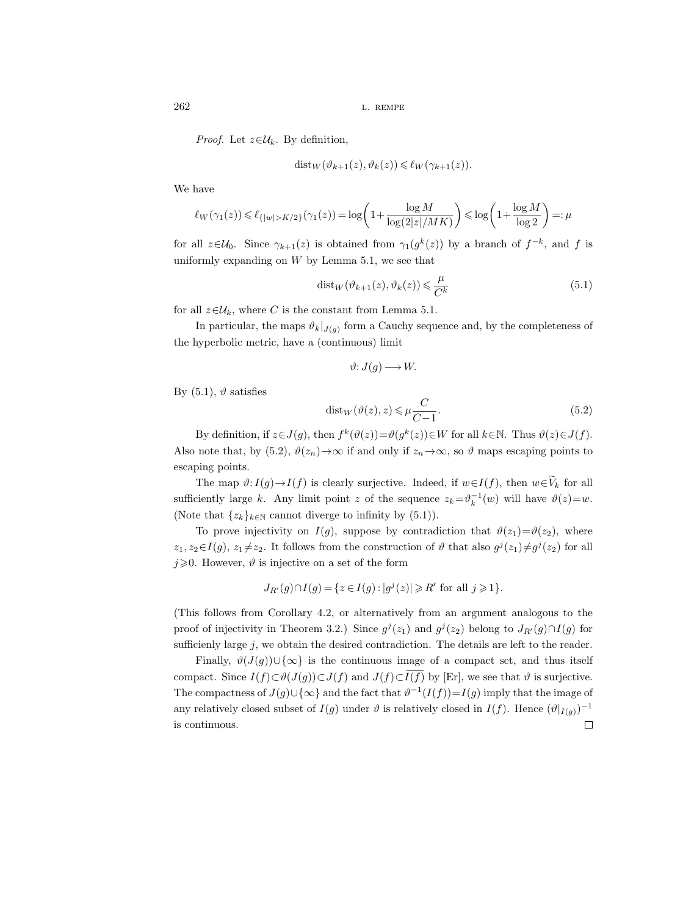*Proof.* Let $z \in \mathcal{U}_k$. By definition,

$$\operatorname{dist}_W(\vartheta_{k+1}(z), \vartheta_k(z)) \leqslant \ell_W(\gamma_{k+1}(z)).$$

We have

$$\ell_W(\gamma_1(z)) \leqslant \ell_{\{|w|>K/2\}}(\gamma_1(z)) = \log\left(1 + \frac{\log M}{\log(2|z|/MK)}\right) \leqslant \log\left(1 + \frac{\log M}{\log 2}\right) =: \mu$$

for all $z \in \mathcal{U}_0$. Since $\gamma_{k+1}(z)$ is obtained from $\gamma_1(g^k(z))$ by a branch of $f^{-k}$, and $f$ is uniformly expanding on $W$ by Lemma 5.1, we see that

$$\operatorname{dist}_W(\vartheta_{k+1}(z), \vartheta_k(z)) \leqslant \frac{\mu}{C^k} \tag{5.1}$$

for all $z \in \mathcal{U}_k$, where $C$ is the constant from Lemma 5.1.

In particular, the maps $\vartheta_k|_{J(g)}$ form a Cauchy sequence and, by the completeness of the hyperbolic metric, have a (continuous) limit

$$\vartheta: J(g) \longrightarrow W.$$

By (5.1), $\vartheta$ satisfies

$$\operatorname{dist}_W(\vartheta(z), z) \leqslant \mu \frac{C}{C-1}. \tag{5.2}$$

By definition, if $z \in J(g)$, then $f^k(\vartheta(z)) = \vartheta(g^k(z)) \in W$ for all $k \in \mathbb{N}$. Thus $\vartheta(z) \in J(f)$. Also note that, by (5.2), $\vartheta(z_n) \to \infty$ if and only if $z_n \to \infty$, so $\vartheta$ maps escaping points to escaping points.

The map $\vartheta: I(g) \to I(f)$ is clearly surjective. Indeed, if $w \in I(f)$, then $w \in \widetilde{V}_k$ for all sufficiently large $k$. Any limit point $z$ of the sequence $z_k = \vartheta_k^{-1}(w)$ will have $\vartheta(z) = w$. (Note that $\{z_k\}_{k \in \mathbb{N}}$ cannot diverge to infinity by (5.1)).

To prove injectivity on $I(g)$, suppose by contradiction that $\vartheta(z_1) = \vartheta(z_2)$, where $z_1, z_2 \in I(g)$, $z_1 \neq z_2$. It follows from the construction of $\vartheta$ that also $g^j(z_1) \neq g^j(z_2)$ for all $j \geqslant 0$. However, $\vartheta$ is injective on a set of the form

$$J_{R'}(g) \cap I(g) = \{z \in I(g) : |g^j(z)| \geqslant R' \text{ for all } j \geqslant 1\}.$$

(This follows from Corollary 4.2, or alternatively from an argument analogous to the proof of injectivity in Theorem 3.2.) Since $g^j(z_1)$ and $g^j(z_2)$ belong to $J_{R'}(g) \cap I(g)$ for sufficienly large $j$, we obtain the desired contradiction. The details are left to the reader.

Finally, $\vartheta(J(g)) \cup \{\infty\}$ is the continuous image of a compact set, and thus itself compact. Since $I(f) \subset \vartheta(J(g)) \subset J(f)$ and $J(f) \subset \overline{I(f)}$ by [Er], we see that $\vartheta$ is surjective. The compactness of $J(g) \cup \{\infty\}$ and the fact that $\vartheta^{-1}(I(f)) = I(g)$ imply that the image of any relatively closed subset of $I(g)$ under $\vartheta$ is relatively closed in $I(f)$. Hence $(\vartheta|_{I(g)})^{-1}$ is continuous. $\square$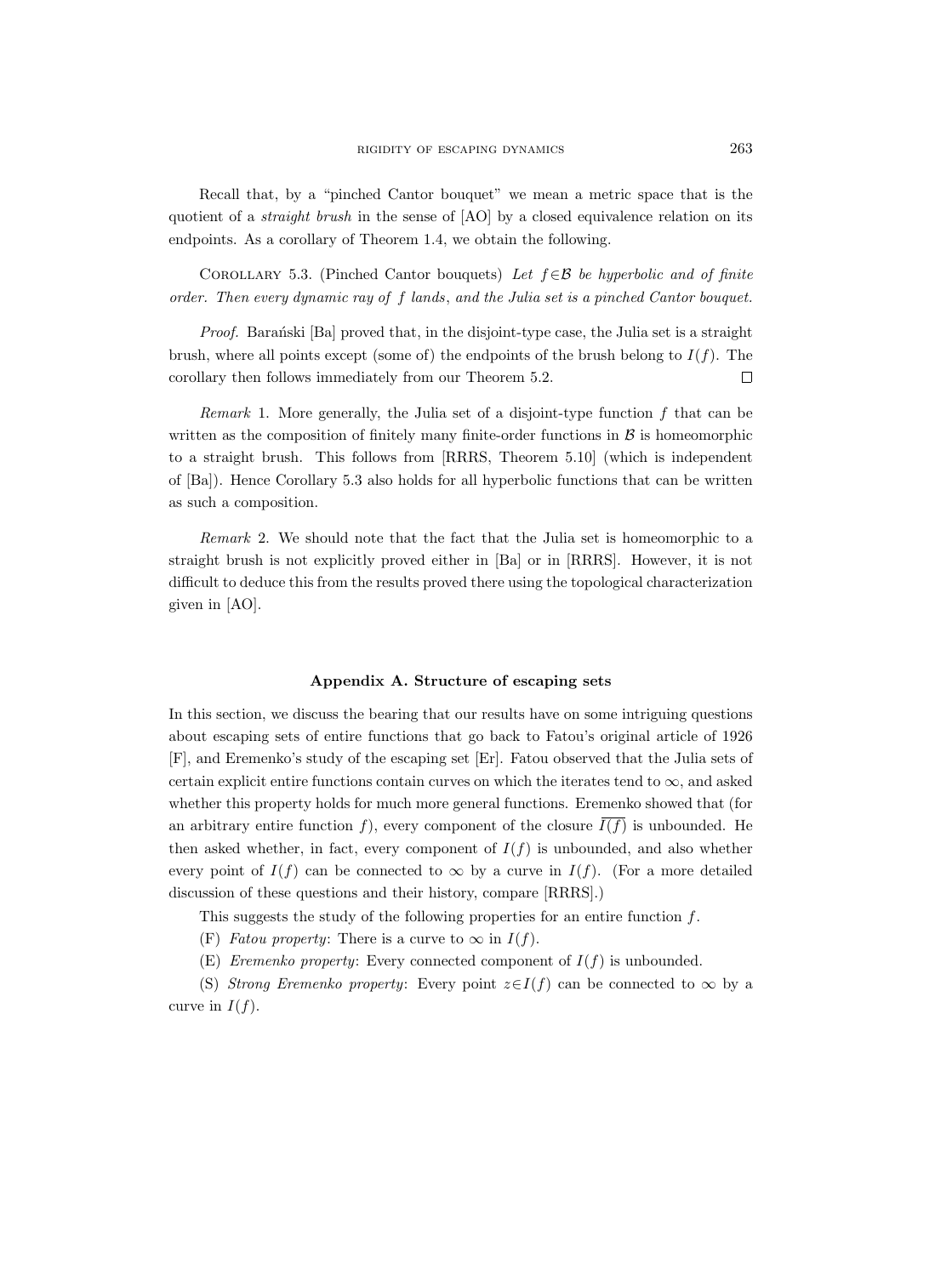Recall that, by a "pinched Cantor bouquet" we mean a metric space that is the quotient of a *straight brush* in the sense of [AO] by a closed equivalence relation on its endpoints. As a corollary of Theorem 1.4, we obtain the following.

Corollary 5.3. (Pinched Cantor bouquets) *Let $f \in \mathcal{B}$ be hyperbolic and of finite order. Then every dynamic ray of $f$ lands, and the Julia set is a pinched Cantor bouquet.*

*Proof.* Barański [Ba] proved that, in the disjoint-type case, the Julia set is a straight brush, where all points except (some of) the endpoints of the brush belong to $I(f)$. The corollary then follows immediately from our Theorem 5.2. $\square$

*Remark* 1. More generally, the Julia set of a disjoint-type function $f$ that can be written as the composition of finitely many finite-order functions in $\mathcal{B}$ is homeomorphic to a straight brush. This follows from [RRRS, Theorem 5.10] (which is independent of [Ba]). Hence Corollary 5.3 also holds for all hyperbolic functions that can be written as such a composition.

*Remark* 2. We should note that the fact that the Julia set is homeomorphic to a straight brush is not explicitly proved either in [Ba] or in [RRRS]. However, it is not difficult to deduce this from the results proved there using the topological characterization given in [AO].

## Appendix A. Structure of escaping sets

In this section, we discuss the bearing that our results have on some intriguing questions about escaping sets of entire functions that go back to Fatou's original article of 1926 [F], and Eremenko's study of the escaping set [Er]. Fatou observed that the Julia sets of certain explicit entire functions contain curves on which the iterates tend to $\infty$, and asked whether this property holds for much more general functions. Eremenko showed that (for an arbitrary entire function $f$), every component of the closure $\overline{I(f)}$ is unbounded. He then asked whether, in fact, every component of $I(f)$ is unbounded, and also whether every point of $I(f)$ can be connected to $\infty$ by a curve in $I(f)$. (For a more detailed discussion of these questions and their history, compare [RRRS].)

This suggests the study of the following properties for an entire function $f$.

(F) *Fatou property*: There is a curve to $\infty$ in $I(f)$.

(E) *Eremenko property*: Every connected component of $I(f)$ is unbounded.

(S) *Strong Eremenko property*: Every point $z \in I(f)$ can be connected to $\infty$ by a curve in $I(f)$.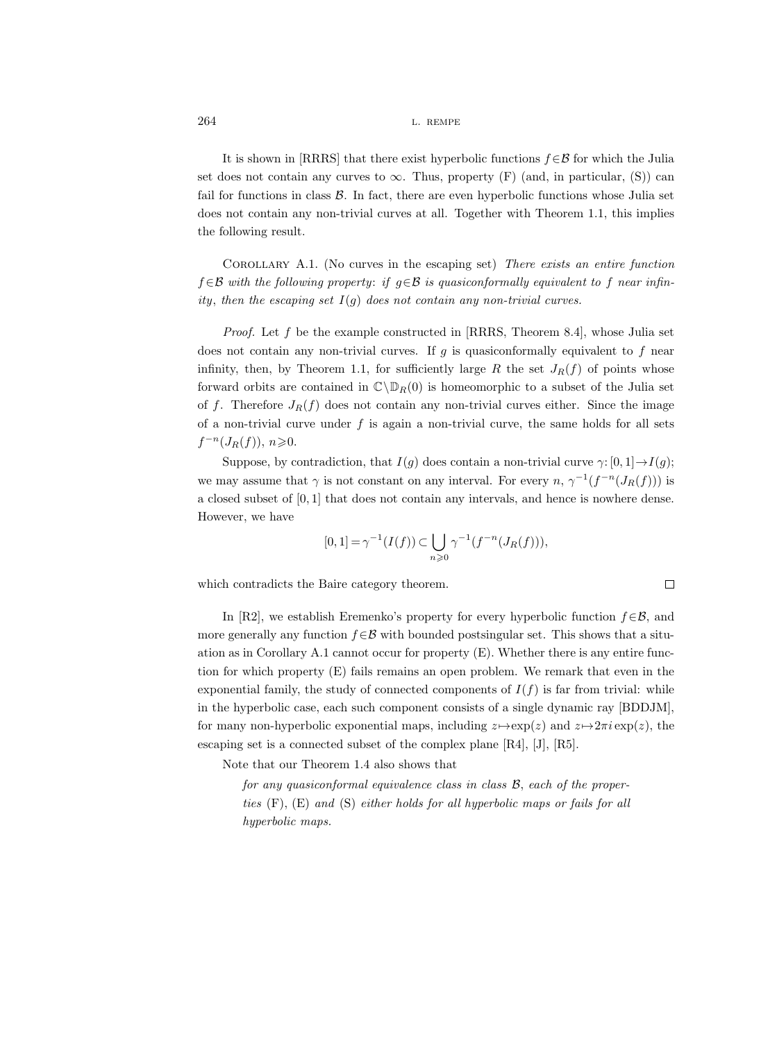It is shown in [RRRS] that there exist hyperbolic functions $f\in\mathcal{B}$ for which the Julia set does not contain any curves to $\infty$. Thus, property (F) (and, in particular, (S)) can fail for functions in class $\mathcal{B}$. In fact, there are even hyperbolic functions whose Julia set does not contain any non-trivial curves at all. Together with Theorem 1.1, this implies the following result.

Corollary A.1. (No curves in the escaping set) *There exists an entire function $f\in\mathcal{B}$ with the following property: if $g\in\mathcal{B}$ is quasiconformally equivalent to $f$ near infinity, then the escaping set $I(g)$ does not contain any non-trivial curves.*

*Proof.* Let $f$ be the example constructed in [RRRS, Theorem 8.4], whose Julia set does not contain any non-trivial curves. If $g$ is quasiconformally equivalent to $f$ near infinity, then, by Theorem 1.1, for sufficiently large $R$ the set $J_R(f)$ of points whose forward orbits are contained in $\mathbb{C}\setminus\mathbb{D}_R(0)$ is homeomorphic to a subset of the Julia set of $f$. Therefore $J_R(f)$ does not contain any non-trivial curves either. Since the image of a non-trivial curve under $f$ is again a non-trivial curve, the same holds for all sets $f^{-n}(J_R(f))$, $n\geqslant 0$.

Suppose, by contradiction, that $I(g)$ does contain a non-trivial curve $\gamma:[0,1]\to I(g)$; we may assume that $\gamma$ is not constant on any interval. For every $n$, $\gamma^{-1}(f^{-n}(J_R(f)))$ is a closed subset of $[0,1]$ that does not contain any intervals, and hence is nowhere dense. However, we have

$$[0,1]=\gamma^{-1}(I(f))\subset\bigcup_{n\geqslant 0}\gamma^{-1}(f^{-n}(J_R(f))),$$

which contradicts the Baire category theorem. ∎

In [R2], we establish Eremenko's property for every hyperbolic function $f\in\mathcal{B}$, and more generally any function $f\in\mathcal{B}$ with bounded postsingular set. This shows that a situation as in Corollary A.1 cannot occur for property (E). Whether there is any entire function for which property (E) fails remains an open problem. We remark that even in the exponential family, the study of connected components of $I(f)$ is far from trivial: while in the hyperbolic case, each such component consists of a single dynamic ray [BDDJM], for many non-hyperbolic exponential maps, including $z\mapsto\exp(z)$ and $z\mapsto 2\pi i\exp(z)$, the escaping set is a connected subset of the complex plane [R4], [J], [R5].

Note that our Theorem 1.4 also shows that

> *for any quasiconformal equivalence class in class $\mathcal{B}$, each of the properties* (F), (E) *and* (S) *either holds for all hyperbolic maps or fails for all hyperbolic maps.*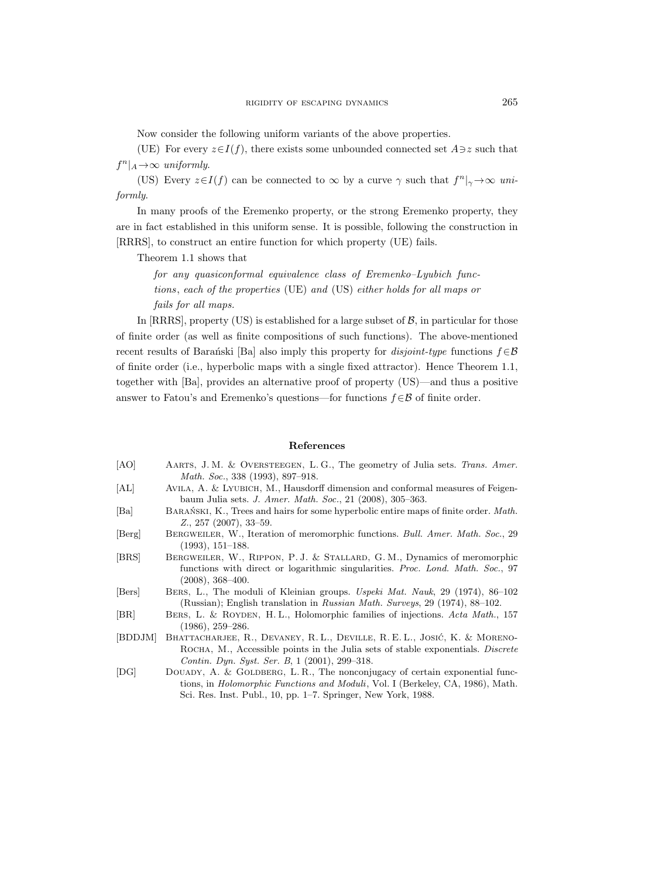Now consider the following uniform variants of the above properties.

(UE) For every $z\in I(f)$, there exists some unbounded connected set $A\ni z$ such that $f^n|_A\to\infty$ *uniformly*.

(US) Every $z\in I(f)$ can be connected to $\infty$ by a curve $\gamma$ such that $f^n|_\gamma\to\infty$ *uniformly*.

In many proofs of the Eremenko property, or the strong Eremenko property, they are in fact established in this uniform sense. It is possible, following the construction in [RRRS], to construct an entire function for which property (UE) fails.

Theorem 1.1 shows that

> *for any quasiconformal equivalence class of Eremenko–Lyubich functions, each of the properties* (UE) *and* (US) *either holds for all maps or fails for all maps.*

In [RRRS], property (US) is established for a large subset of $\mathcal{B}$, in particular for those of finite order (as well as finite compositions of such functions). The above-mentioned recent results of Barański [Ba] also imply this property for *disjoint-type* functions $f\in\mathcal{B}$ of finite order (i.e., hyperbolic maps with a single fixed attractor). Hence Theorem 1.1, together with [Ba], provides an alternative proof of property (US)—and thus a positive answer to Fatou's and Eremenko's questions—for functions $f\in\mathcal{B}$ of finite order.

## References

[AO] Aarts, J. M. & Oversteegen, L. G., The geometry of Julia sets. *Trans. Amer. Math. Soc.*, 338 (1993), 897–918.

[AL] Avila, A. & Lyubich, M., Hausdorff dimension and conformal measures of Feigenbaum Julia sets. *J. Amer. Math. Soc.*, 21 (2008), 305–363.

[Ba] Barański, K., Trees and hairs for some hyperbolic entire maps of finite order. *Math. Z.*, 257 (2007), 33–59.

[Berg] Bergweiler, W., Iteration of meromorphic functions. *Bull. Amer. Math. Soc.*, 29 (1993), 151–188.

[BRS] Bergweiler, W., Rippon, P. J. & Stallard, G. M., Dynamics of meromorphic functions with direct or logarithmic singularities. *Proc. Lond. Math. Soc.*, 97 (2008), 368–400.

[Bers] Bers, L., The moduli of Kleinian groups. *Uspeki Mat. Nauk*, 29 (1974), 86–102 (Russian); English translation in *Russian Math. Surveys*, 29 (1974), 88–102.

[BR] Bers, L. & Royden, H. L., Holomorphic families of injections. *Acta Math.*, 157 (1986), 259–286.

[BDDJM] Bhattacharjee, R., Devaney, R. L., Deville, R. E. L., Josić, K. & Moreno-Rocha, M., Accessible points in the Julia sets of stable exponentials. *Discrete Contin. Dyn. Syst. Ser. B*, 1 (2001), 299–318.

[DG] Douady, A. & Goldberg, L. R., The nonconjugacy of certain exponential functions, in *Holomorphic Functions and Moduli*, Vol. I (Berkeley, CA, 1986), Math. Sci. Res. Inst. Publ., 10, pp. 1–7. Springer, New York, 1988.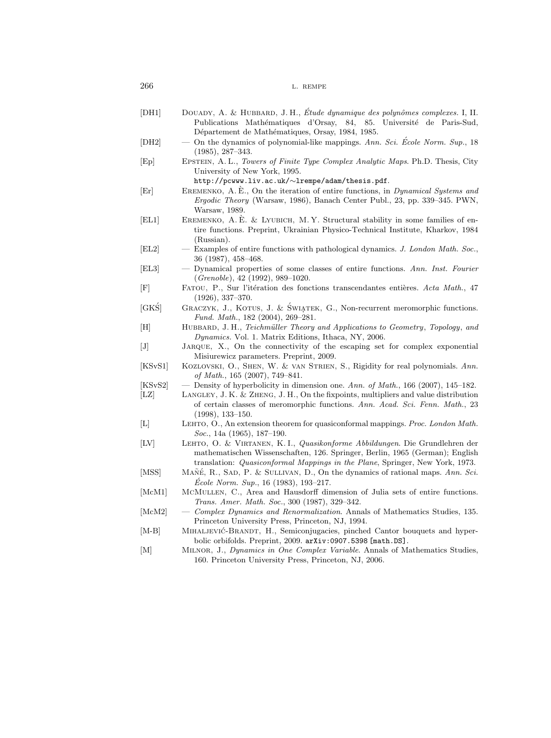[DH1] Douady, A. & Hubbard, J. H., *Étude dynamique des polynômes complexes*. I, II. Publications Mathématiques d'Orsay, 84, 85. Université de Paris-Sud, Département de Mathématiques, Orsay, 1984, 1985.

[DH2] — On the dynamics of polynomial-like mappings. *Ann. Sci. École Norm. Sup.*, 18 (1985), 287–343.

[Ep] Epstein, A. L., *Towers of Finite Type Complex Analytic Maps*. Ph.D. Thesis, City University of New York, 1995. `http://pcwww.liv.ac.uk/~lrempe/adam/thesis.pdf`.

[Er] Eremenko, A. È., On the iteration of entire functions, in *Dynamical Systems and Ergodic Theory* (Warsaw, 1986), Banach Center Publ., 23, pp. 339–345. PWN, Warsaw, 1989.

[EL1] Eremenko, A. È. & Lyubich, M. Y. Structural stability in some families of entire functions. Preprint, Ukrainian Physico-Technical Institute, Kharkov, 1984 (Russian).

[EL2] — Examples of entire functions with pathological dynamics. *J. London Math. Soc.*, 36 (1987), 458–468.

[EL3] — Dynamical properties of some classes of entire functions. *Ann. Inst. Fourier* (*Grenoble*), 42 (1992), 989–1020.

[F] Fatou, P., Sur l'itération des fonctions transcendantes entières. *Acta Math.*, 47 (1926), 337–370.

[GKŚ] Graczyk, J., Kotus, J. & Świątek, G., Non-recurrent meromorphic functions. *Fund. Math.*, 182 (2004), 269–281.

[H] Hubbard, J. H., *Teichmüller Theory and Applications to Geometry, Topology, and Dynamics*. Vol. 1. Matrix Editions, Ithaca, NY, 2006.

[J] Jarque, X., On the connectivity of the escaping set for complex exponential Misiurewicz parameters. Preprint, 2009.

[KSvS1] Kozlovski, O., Shen, W. & van Strien, S., Rigidity for real polynomials. *Ann. of Math.*, 165 (2007), 749–841.

[KSvS2] — Density of hyperbolicity in dimension one. *Ann. of Math.*, 166 (2007), 145–182.

[LZ] Langley, J. K. & Zheng, J. H., On the fixpoints, multipliers and value distribution of certain classes of meromorphic functions. *Ann. Acad. Sci. Fenn. Math.*, 23 (1998), 133–150.

[L] Lehto, O., An extension theorem for quasiconformal mappings. *Proc. London Math. Soc.*, 14a (1965), 187–190.

[LV] Lehto, O. & Virtanen, K. I., *Quasikonforme Abbildungen*. Die Grundlehren der mathematischen Wissenschaften, 126. Springer, Berlin, 1965 (German); English translation: *Quasiconformal Mappings in the Plane*, Springer, New York, 1973.

[MSS] Mañé, R., Sad, P. & Sullivan, D., On the dynamics of rational maps. *Ann. Sci. École Norm. Sup.*, 16 (1983), 193–217.

[McM1] McMullen, C., Area and Hausdorff dimension of Julia sets of entire functions. *Trans. Amer. Math. Soc.*, 300 (1987), 329–342.

[McM2] — *Complex Dynamics and Renormalization*. Annals of Mathematics Studies, 135. Princeton University Press, Princeton, NJ, 1994.

[M-B] Mihaljević-Brandt, H., Semiconjugacies, pinched Cantor bouquets and hyperbolic orbifolds. Preprint, 2009. `arXiv:0907.5398 [math.DS]`.

[M] Milnor, J., *Dynamics in One Complex Variable*. Annals of Mathematics Studies, 160. Princeton University Press, Princeton, NJ, 2006.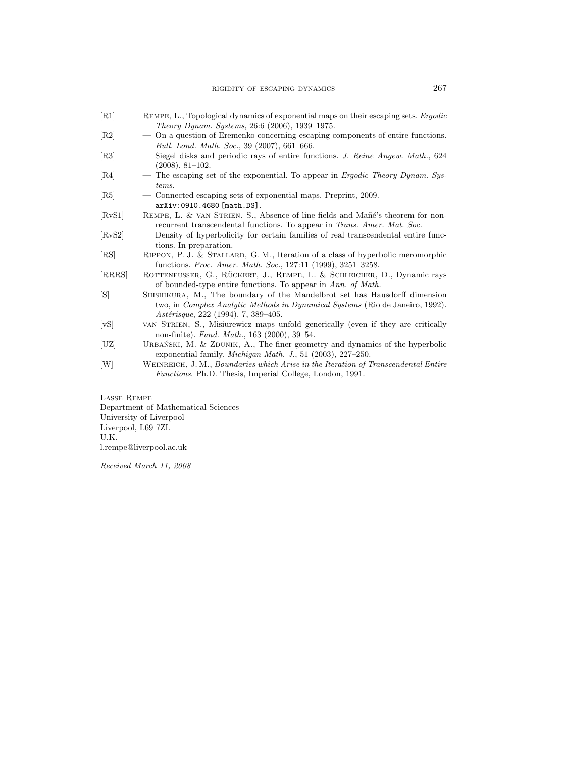[R1] Rempe, L., Topological dynamics of exponential maps on their escaping sets. *Ergodic Theory Dynam. Systems*, 26:6 (2006), 1939–1975.

[R2] — On a question of Eremenko concerning escaping components of entire functions. *Bull. Lond. Math. Soc.*, 39 (2007), 661–666.

[R3] — Siegel disks and periodic rays of entire functions. *J. Reine Angew. Math.*, 624 (2008), 81–102.

[R4] — The escaping set of the exponential. To appear in *Ergodic Theory Dynam. Systems*.

[R5] — Connected escaping sets of exponential maps. Preprint, 2009. `arXiv:0910.4680 [math.DS]`.

[RvS1] Rempe, L. & van Strien, S., Absence of line fields and Mañé's theorem for nonrecurrent transcendental functions. To appear in *Trans. Amer. Mat. Soc.*

[RvS2] — Density of hyperbolicity for certain families of real transcendental entire functions. In preparation.

[RS] Rippon, P. J. & Stallard, G. M., Iteration of a class of hyperbolic meromorphic functions. *Proc. Amer. Math. Soc.*, 127:11 (1999), 3251–3258.

[RRRS] Rottenfusser, G., Rückert, J., Rempe, L. & Schleicher, D., Dynamic rays of bounded-type entire functions. To appear in *Ann. of Math.*

[S] Shishikura, M., The boundary of the Mandelbrot set has Hausdorff dimension two, in *Complex Analytic Methods in Dynamical Systems* (Rio de Janeiro, 1992). *Astérisque*, 222 (1994), 7, 389–405.

[vS] van Strien, S., Misiurewicz maps unfold generically (even if they are critically non-finite). *Fund. Math.*, 163 (2000), 39–54.

[UZ] Urbański, M. & Zdunik, A., The finer geometry and dynamics of the hyperbolic exponential family. *Michigan Math. J.*, 51 (2003), 227–250.

[W] Weinreich, J. M., *Boundaries which Arise in the Iteration of Transcendental Entire Functions*. Ph.D. Thesis, Imperial College, London, 1991.

Lasse Rempe
Department of Mathematical Sciences
University of Liverpool
Liverpool, L69 7ZL
U.K.
l.rempe@liverpool.ac.uk

*Received March 11, 2008*